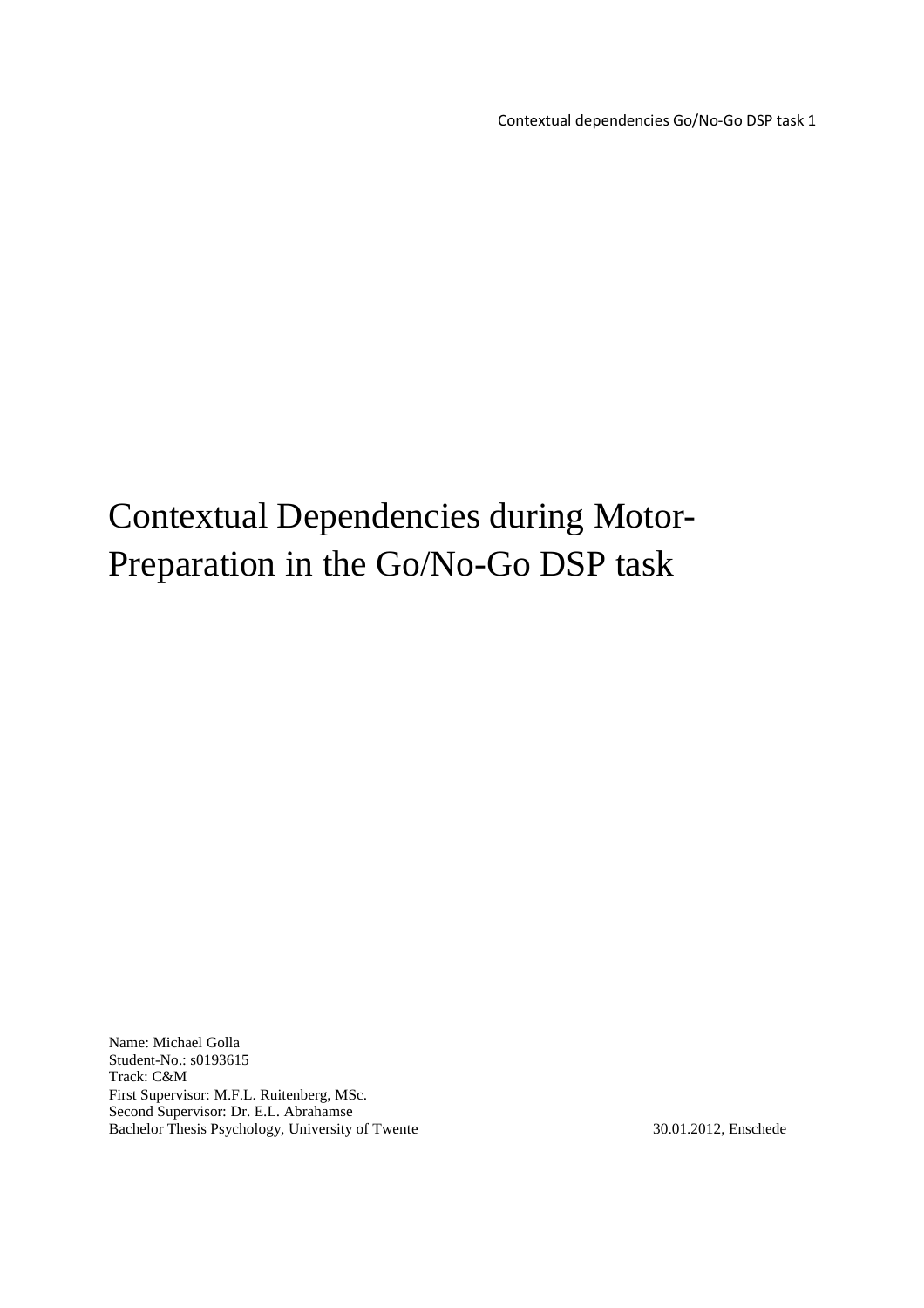# Contextual Dependencies during Motor-Preparation in the Go/No-Go DSP task

Name: Michael Golla
Student-No.: s0193615
Track: C&M
First Supervisor: M.F.L. Ruitenberg, MSc.
Second Supervisor: Dr. E.L. Abrahamse
Bachelor Thesis Psychology, University of Twente

30.01.2012, Enschede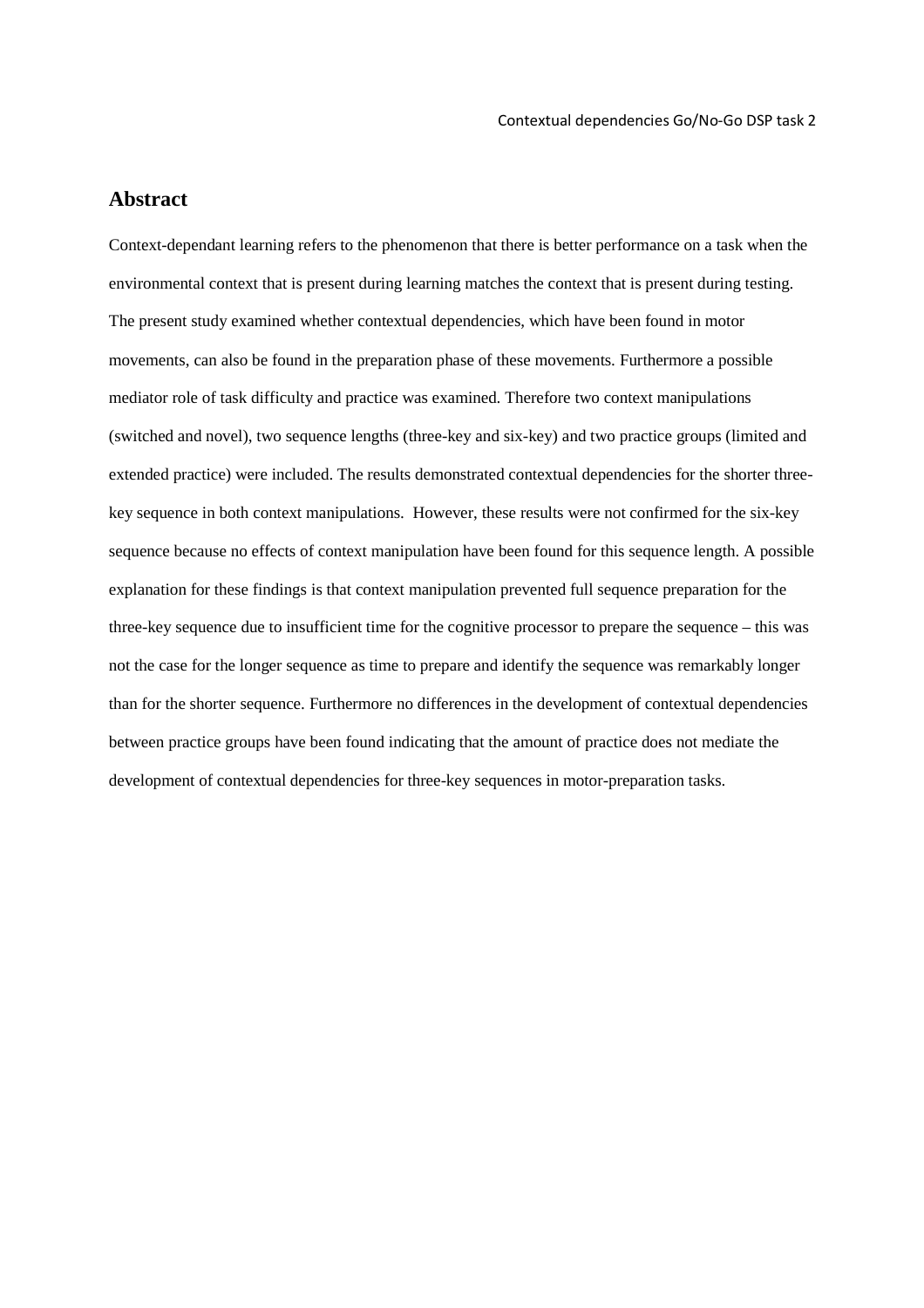# Abstract

Context-dependant learning refers to the phenomenon that there is better performance on a task when the environmental context that is present during learning matches the context that is present during testing. The present study examined whether contextual dependencies, which have been found in motor movements, can also be found in the preparation phase of these movements. Furthermore a possible mediator role of task difficulty and practice was examined. Therefore two context manipulations (switched and novel), two sequence lengths (three-key and six-key) and two practice groups (limited and extended practice) were included. The results demonstrated contextual dependencies for the shorter three-key sequence in both context manipulations. However, these results were not confirmed for the six-key sequence because no effects of context manipulation have been found for this sequence length. A possible explanation for these findings is that context manipulation prevented full sequence preparation for the three-key sequence due to insufficient time for the cognitive processor to prepare the sequence – this was not the case for the longer sequence as time to prepare and identify the sequence was remarkably longer than for the shorter sequence. Furthermore no differences in the development of contextual dependencies between practice groups have been found indicating that the amount of practice does not mediate the development of contextual dependencies for three-key sequences in motor-preparation tasks.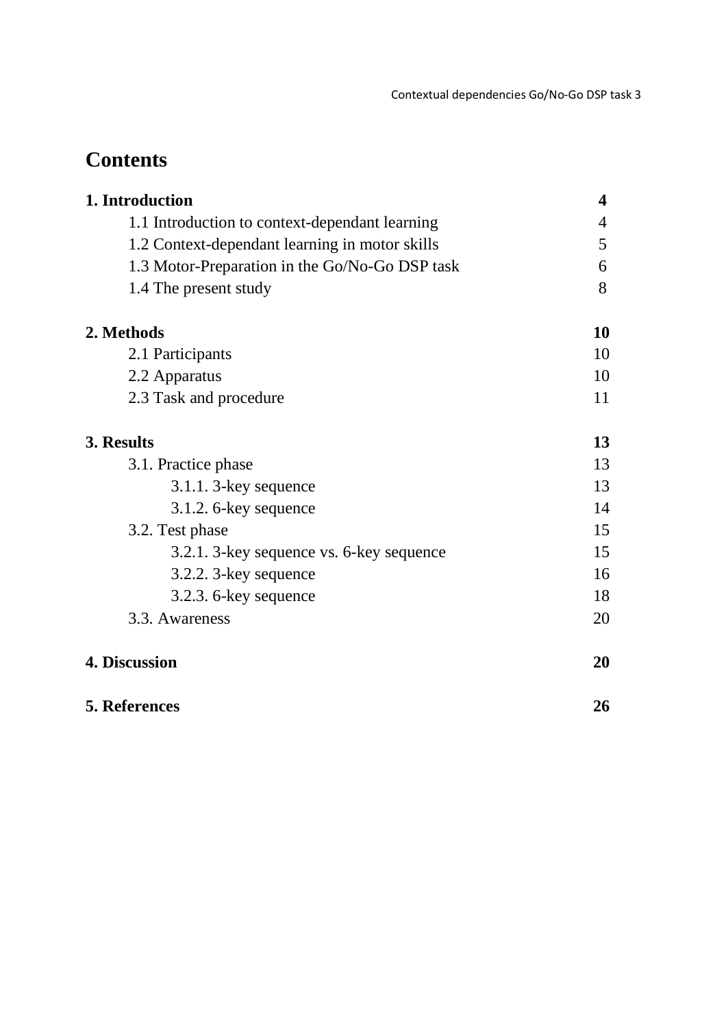# Contents

| | |
|---|---|
| **1. Introduction** | **4** |
| 1.1 Introduction to context-dependant learning | 4 |
| 1.2 Context-dependant learning in motor skills | 5 |
| 1.3 Motor-Preparation in the Go/No-Go DSP task | 6 |
| 1.4 The present study | 8 |
| **2. Methods** | **10** |
| 2.1 Participants | 10 |
| 2.2 Apparatus | 10 |
| 2.3 Task and procedure | 11 |
| **3. Results** | **13** |
| 3.1. Practice phase | 13 |
| 3.1.1. 3-key sequence | 13 |
| 3.1.2. 6-key sequence | 14 |
| 3.2. Test phase | 15 |
| 3.2.1. 3-key sequence vs. 6-key sequence | 15 |
| 3.2.2. 3-key sequence | 16 |
| 3.2.3. 6-key sequence | 18 |
| 3.3. Awareness | 20 |
| **4. Discussion** | **20** |
| **5. References** | **26** |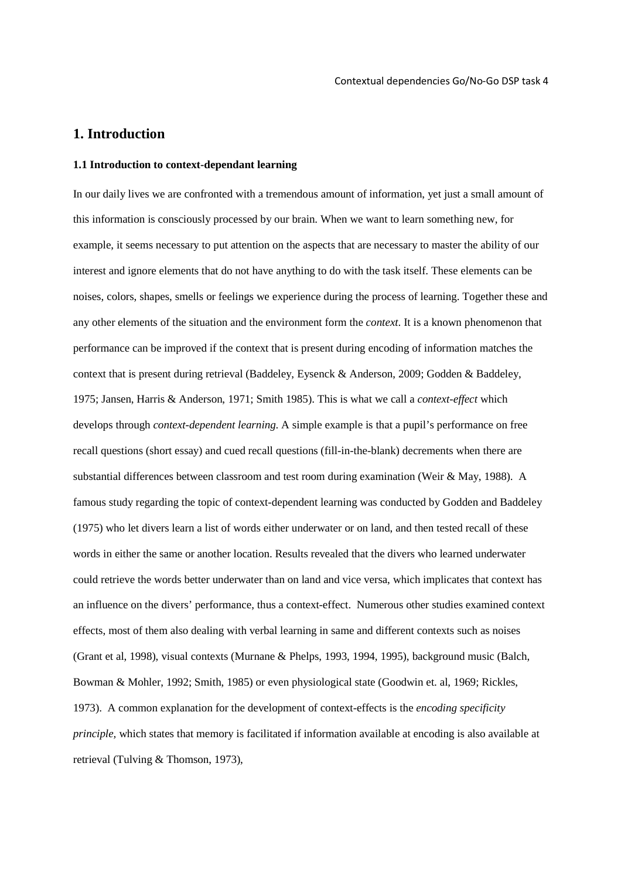# 1. Introduction

### 1.1 Introduction to context-dependant learning

In our daily lives we are confronted with a tremendous amount of information, yet just a small amount of this information is consciously processed by our brain. When we want to learn something new, for example, it seems necessary to put attention on the aspects that are necessary to master the ability of our interest and ignore elements that do not have anything to do with the task itself. These elements can be noises, colors, shapes, smells or feelings we experience during the process of learning. Together these and any other elements of the situation and the environment form the *context*. It is a known phenomenon that performance can be improved if the context that is present during encoding of information matches the context that is present during retrieval (Baddeley, Eysenck & Anderson, 2009; Godden & Baddeley, 1975; Jansen, Harris & Anderson, 1971; Smith 1985). This is what we call a *context-effect* which develops through *context-dependent learning*. A simple example is that a pupil's performance on free recall questions (short essay) and cued recall questions (fill-in-the-blank) decrements when there are substantial differences between classroom and test room during examination (Weir & May, 1988). A famous study regarding the topic of context-dependent learning was conducted by Godden and Baddeley (1975) who let divers learn a list of words either underwater or on land, and then tested recall of these words in either the same or another location. Results revealed that the divers who learned underwater could retrieve the words better underwater than on land and vice versa, which implicates that context has an influence on the divers' performance, thus a context-effect. Numerous other studies examined context effects, most of them also dealing with verbal learning in same and different contexts such as noises (Grant et al, 1998), visual contexts (Murnane & Phelps, 1993, 1994, 1995), background music (Balch, Bowman & Mohler, 1992; Smith, 1985) or even physiological state (Goodwin et. al, 1969; Rickles, 1973). A common explanation for the development of context-effects is the *encoding specificity principle*, which states that memory is facilitated if information available at encoding is also available at retrieval (Tulving & Thomson, 1973),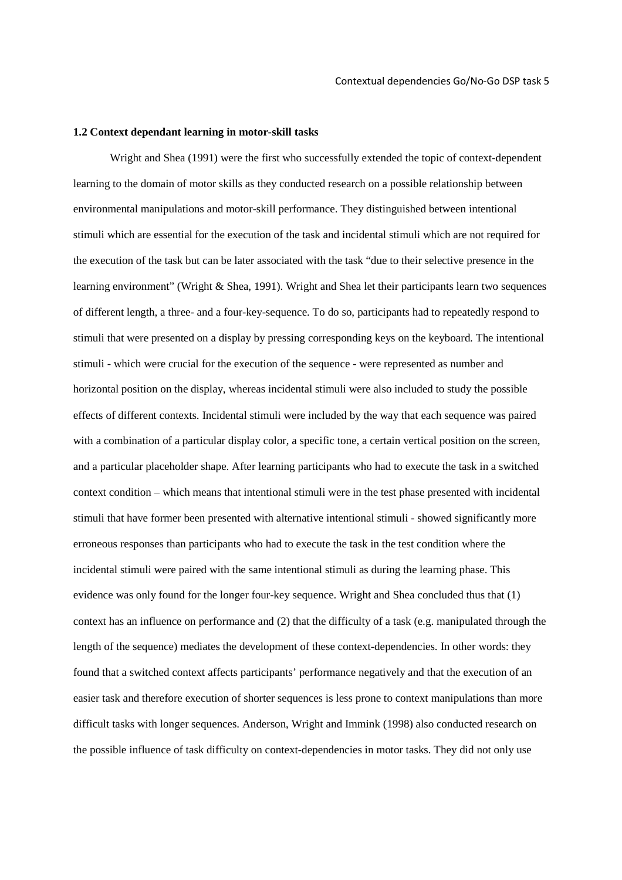**1.2 Context dependant learning in motor-skill tasks**

Wright and Shea (1991) were the first who successfully extended the topic of context-dependent learning to the domain of motor skills as they conducted research on a possible relationship between environmental manipulations and motor-skill performance. They distinguished between intentional stimuli which are essential for the execution of the task and incidental stimuli which are not required for the execution of the task but can be later associated with the task "due to their selective presence in the learning environment" (Wright & Shea, 1991). Wright and Shea let their participants learn two sequences of different length, a three- and a four-key-sequence. To do so, participants had to repeatedly respond to stimuli that were presented on a display by pressing corresponding keys on the keyboard. The intentional stimuli - which were crucial for the execution of the sequence - were represented as number and horizontal position on the display, whereas incidental stimuli were also included to study the possible effects of different contexts. Incidental stimuli were included by the way that each sequence was paired with a combination of a particular display color, a specific tone, a certain vertical position on the screen, and a particular placeholder shape. After learning participants who had to execute the task in a switched context condition – which means that intentional stimuli were in the test phase presented with incidental stimuli that have former been presented with alternative intentional stimuli - showed significantly more erroneous responses than participants who had to execute the task in the test condition where the incidental stimuli were paired with the same intentional stimuli as during the learning phase. This evidence was only found for the longer four-key sequence. Wright and Shea concluded thus that (1) context has an influence on performance and (2) that the difficulty of a task (e.g. manipulated through the length of the sequence) mediates the development of these context-dependencies. In other words: they found that a switched context affects participants' performance negatively and that the execution of an easier task and therefore execution of shorter sequences is less prone to context manipulations than more difficult tasks with longer sequences. Anderson, Wright and Immink (1998) also conducted research on the possible influence of task difficulty on context-dependencies in motor tasks. They did not only use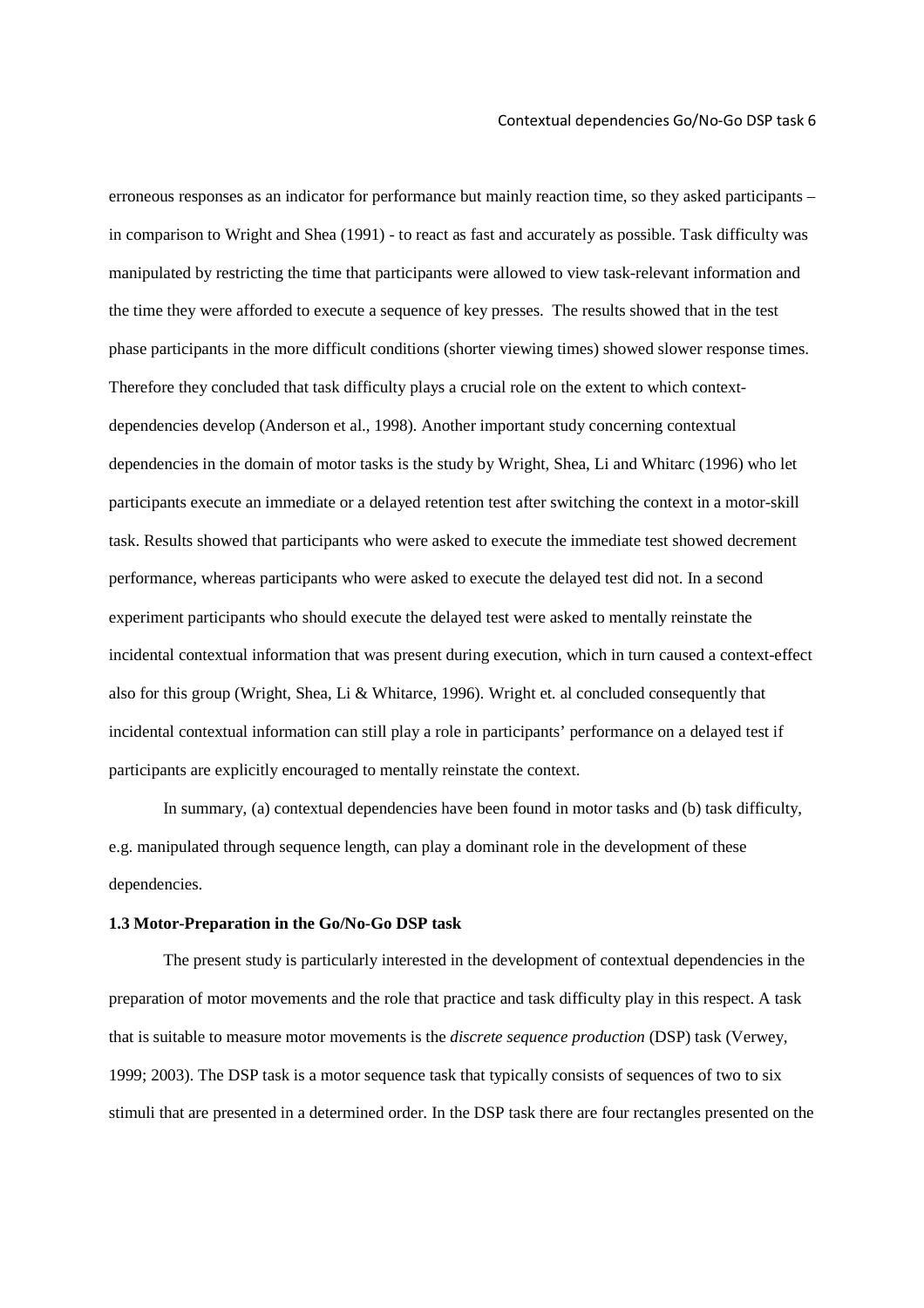erroneous responses as an indicator for performance but mainly reaction time, so they asked participants – in comparison to Wright and Shea (1991) - to react as fast and accurately as possible. Task difficulty was manipulated by restricting the time that participants were allowed to view task-relevant information and the time they were afforded to execute a sequence of key presses. The results showed that in the test phase participants in the more difficult conditions (shorter viewing times) showed slower response times. Therefore they concluded that task difficulty plays a crucial role on the extent to which context-dependencies develop (Anderson et al., 1998). Another important study concerning contextual dependencies in the domain of motor tasks is the study by Wright, Shea, Li and Whitarc (1996) who let participants execute an immediate or a delayed retention test after switching the context in a motor-skill task. Results showed that participants who were asked to execute the immediate test showed decrement performance, whereas participants who were asked to execute the delayed test did not. In a second experiment participants who should execute the delayed test were asked to mentally reinstate the incidental contextual information that was present during execution, which in turn caused a context-effect also for this group (Wright, Shea, Li & Whitarce, 1996). Wright et. al concluded consequently that incidental contextual information can still play a role in participants' performance on a delayed test if participants are explicitly encouraged to mentally reinstate the context.

In summary, (a) contextual dependencies have been found in motor tasks and (b) task difficulty, e.g. manipulated through sequence length, can play a dominant role in the development of these dependencies.

### 1.3 Motor-Preparation in the Go/No-Go DSP task

The present study is particularly interested in the development of contextual dependencies in the preparation of motor movements and the role that practice and task difficulty play in this respect. A task that is suitable to measure motor movements is the *discrete sequence production* (DSP) task (Verwey, 1999; 2003). The DSP task is a motor sequence task that typically consists of sequences of two to six stimuli that are presented in a determined order. In the DSP task there are four rectangles presented on the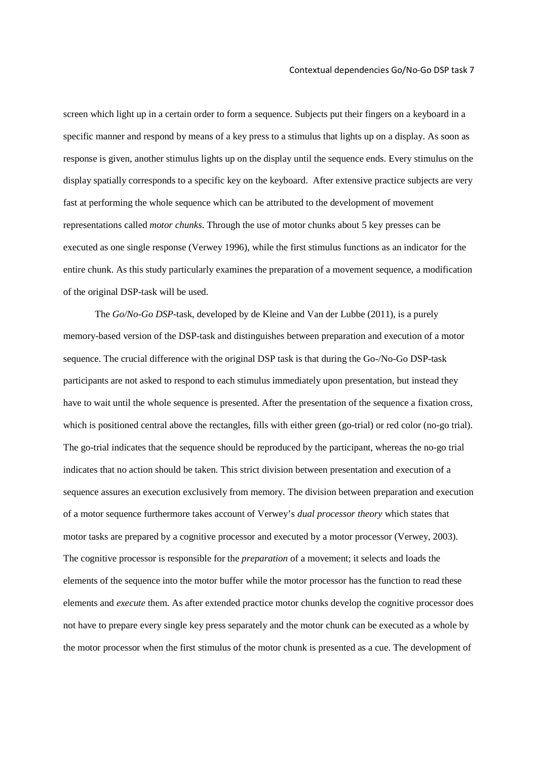screen which light up in a certain order to form a sequence. Subjects put their fingers on a keyboard in a specific manner and respond by means of a key press to a stimulus that lights up on a display. As soon as response is given, another stimulus lights up on the display until the sequence ends. Every stimulus on the display spatially corresponds to a specific key on the keyboard. After extensive practice subjects are very fast at performing the whole sequence which can be attributed to the development of movement representations called *motor chunks*. Through the use of motor chunks about 5 key presses can be executed as one single response (Verwey 1996), while the first stimulus functions as an indicator for the entire chunk. As this study particularly examines the preparation of a movement sequence, a modification of the original DSP-task will be used.

The *Go/No-Go DSP*-task, developed by de Kleine and Van der Lubbe (2011), is a purely memory-based version of the DSP-task and distinguishes between preparation and execution of a motor sequence. The crucial difference with the original DSP task is that during the Go-/No-Go DSP-task participants are not asked to respond to each stimulus immediately upon presentation, but instead they have to wait until the whole sequence is presented. After the presentation of the sequence a fixation cross, which is positioned central above the rectangles, fills with either green (go-trial) or red color (no-go trial). The go-trial indicates that the sequence should be reproduced by the participant, whereas the no-go trial indicates that no action should be taken. This strict division between presentation and execution of a sequence assures an execution exclusively from memory. The division between preparation and execution of a motor sequence furthermore takes account of Verwey's *dual processor theory* which states that motor tasks are prepared by a cognitive processor and executed by a motor processor (Verwey, 2003). The cognitive processor is responsible for the *preparation* of a movement; it selects and loads the elements of the sequence into the motor buffer while the motor processor has the function to read these elements and *execute* them. As after extended practice motor chunks develop the cognitive processor does not have to prepare every single key press separately and the motor chunk can be executed as a whole by the motor processor when the first stimulus of the motor chunk is presented as a cue. The development of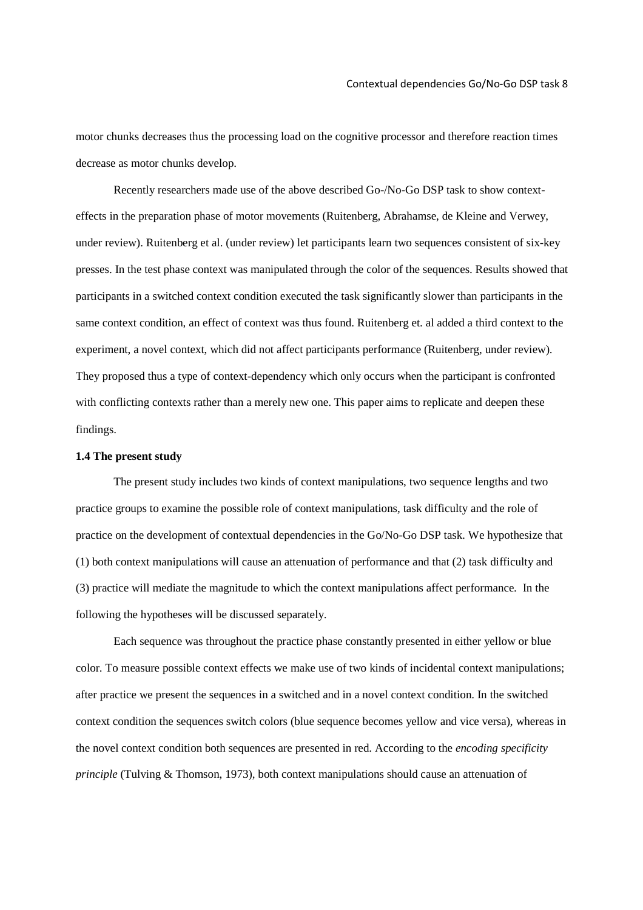motor chunks decreases thus the processing load on the cognitive processor and therefore reaction times decrease as motor chunks develop.

Recently researchers made use of the above described Go-/No-Go DSP task to show context-effects in the preparation phase of motor movements (Ruitenberg, Abrahamse, de Kleine and Verwey, under review). Ruitenberg et al. (under review) let participants learn two sequences consistent of six-key presses. In the test phase context was manipulated through the color of the sequences. Results showed that participants in a switched context condition executed the task significantly slower than participants in the same context condition, an effect of context was thus found. Ruitenberg et. al added a third context to the experiment, a novel context, which did not affect participants performance (Ruitenberg, under review). They proposed thus a type of context-dependency which only occurs when the participant is confronted with conflicting contexts rather than a merely new one. This paper aims to replicate and deepen these findings.

### 1.4 The present study

The present study includes two kinds of context manipulations, two sequence lengths and two practice groups to examine the possible role of context manipulations, task difficulty and the role of practice on the development of contextual dependencies in the Go/No-Go DSP task. We hypothesize that (1) both context manipulations will cause an attenuation of performance and that (2) task difficulty and (3) practice will mediate the magnitude to which the context manipulations affect performance. In the following the hypotheses will be discussed separately.

Each sequence was throughout the practice phase constantly presented in either yellow or blue color. To measure possible context effects we make use of two kinds of incidental context manipulations; after practice we present the sequences in a switched and in a novel context condition. In the switched context condition the sequences switch colors (blue sequence becomes yellow and vice versa), whereas in the novel context condition both sequences are presented in red. According to the *encoding specificity principle* (Tulving & Thomson, 1973), both context manipulations should cause an attenuation of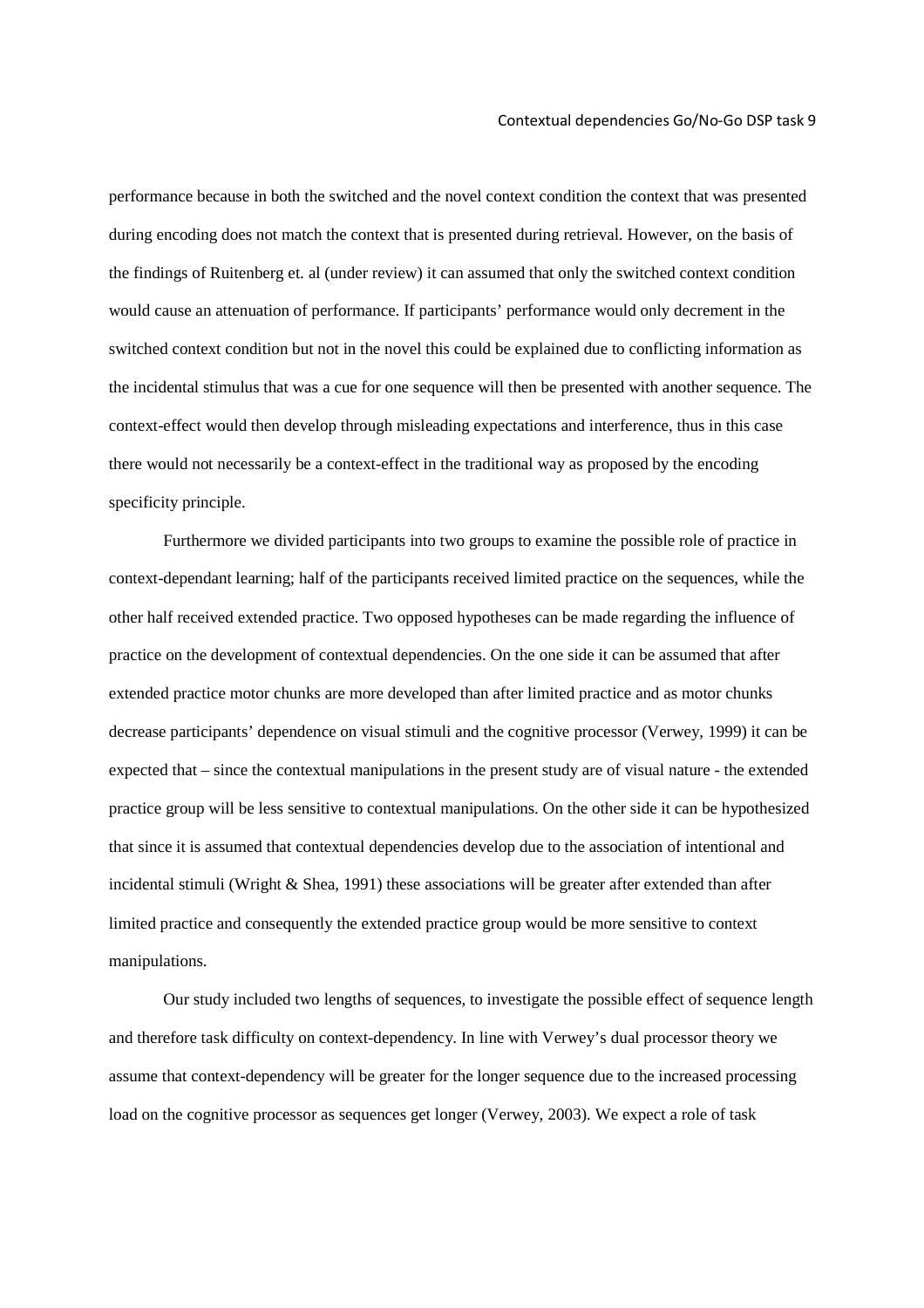performance because in both the switched and the novel context condition the context that was presented during encoding does not match the context that is presented during retrieval. However, on the basis of the findings of Ruitenberg et. al (under review) it can assumed that only the switched context condition would cause an attenuation of performance. If participants' performance would only decrement in the switched context condition but not in the novel this could be explained due to conflicting information as the incidental stimulus that was a cue for one sequence will then be presented with another sequence. The context-effect would then develop through misleading expectations and interference, thus in this case there would not necessarily be a context-effect in the traditional way as proposed by the encoding specificity principle.

Furthermore we divided participants into two groups to examine the possible role of practice in context-dependant learning; half of the participants received limited practice on the sequences, while the other half received extended practice. Two opposed hypotheses can be made regarding the influence of practice on the development of contextual dependencies. On the one side it can be assumed that after extended practice motor chunks are more developed than after limited practice and as motor chunks decrease participants' dependence on visual stimuli and the cognitive processor (Verwey, 1999) it can be expected that – since the contextual manipulations in the present study are of visual nature - the extended practice group will be less sensitive to contextual manipulations. On the other side it can be hypothesized that since it is assumed that contextual dependencies develop due to the association of intentional and incidental stimuli (Wright & Shea, 1991) these associations will be greater after extended than after limited practice and consequently the extended practice group would be more sensitive to context manipulations.

Our study included two lengths of sequences, to investigate the possible effect of sequence length and therefore task difficulty on context-dependency. In line with Verwey's dual processor theory we assume that context-dependency will be greater for the longer sequence due to the increased processing load on the cognitive processor as sequences get longer (Verwey, 2003). We expect a role of task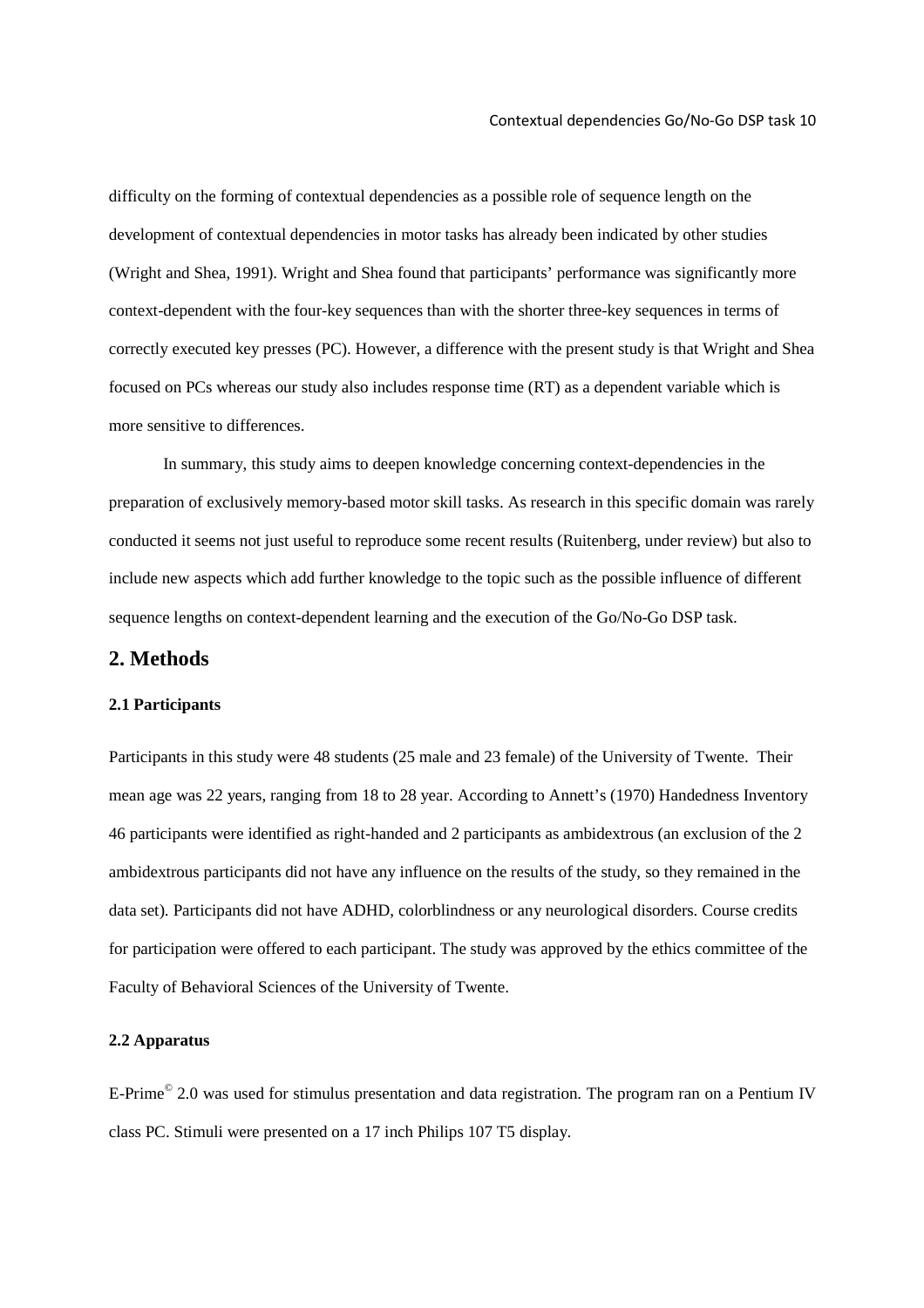difficulty on the forming of contextual dependencies as a possible role of sequence length on the development of contextual dependencies in motor tasks has already been indicated by other studies (Wright and Shea, 1991). Wright and Shea found that participants' performance was significantly more context-dependent with the four-key sequences than with the shorter three-key sequences in terms of correctly executed key presses (PC). However, a difference with the present study is that Wright and Shea focused on PCs whereas our study also includes response time (RT) as a dependent variable which is more sensitive to differences.

In summary, this study aims to deepen knowledge concerning context-dependencies in the preparation of exclusively memory-based motor skill tasks. As research in this specific domain was rarely conducted it seems not just useful to reproduce some recent results (Ruitenberg, under review) but also to include new aspects which add further knowledge to the topic such as the possible influence of different sequence lengths on context-dependent learning and the execution of the Go/No-Go DSP task.

## 2. Methods

### 2.1 Participants

Participants in this study were 48 students (25 male and 23 female) of the University of Twente. Their mean age was 22 years, ranging from 18 to 28 year. According to Annett's (1970) Handedness Inventory 46 participants were identified as right-handed and 2 participants as ambidextrous (an exclusion of the 2 ambidextrous participants did not have any influence on the results of the study, so they remained in the data set). Participants did not have ADHD, colorblindness or any neurological disorders. Course credits for participation were offered to each participant. The study was approved by the ethics committee of the Faculty of Behavioral Sciences of the University of Twente.

### 2.2 Apparatus

E-Prime© 2.0 was used for stimulus presentation and data registration. The program ran on a Pentium IV class PC. Stimuli were presented on a 17 inch Philips 107 T5 display.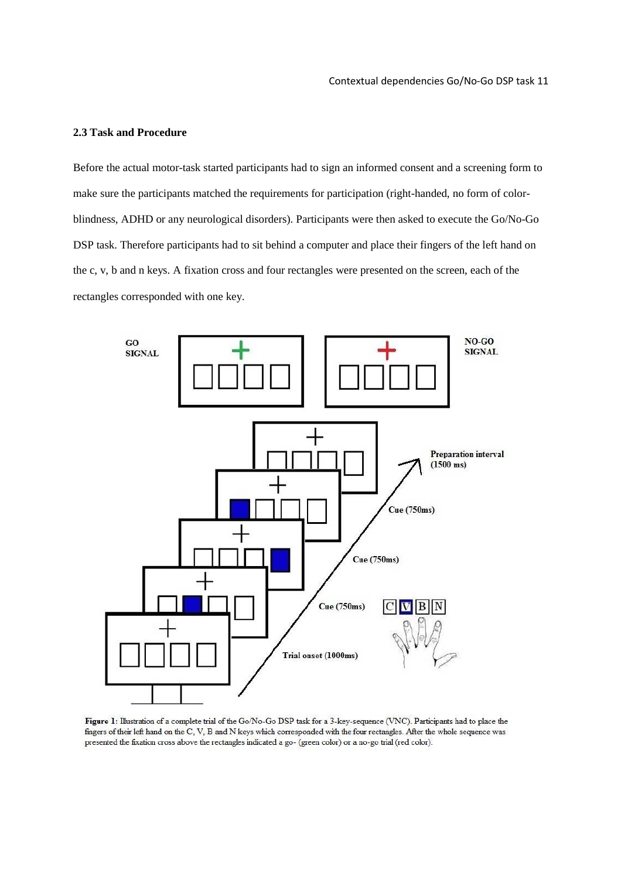### 2.3 Task and Procedure

Before the actual motor-task started participants had to sign an informed consent and a screening form to make sure the participants matched the requirements for participation (right-handed, no form of color-blindness, ADHD or any neurological disorders). Participants were then asked to execute the Go/No-Go DSP task. Therefore participants had to sit behind a computer and place their fingers of the left hand on the c, v, b and n keys. A fixation cross and four rectangles were presented on the screen, each of the rectangles corresponded with one key.

**Figure 1**: Illustration of a complete trial of the Go/No-Go DSP task for a 3-key-sequence (VNC). Participants had to place the fingers of their left hand on the C, V, B and N keys which corresponded with the four rectangles. After the whole sequence was presented the fixation cross above the rectangles indicated a go- (green color) or a no-go trial (red color).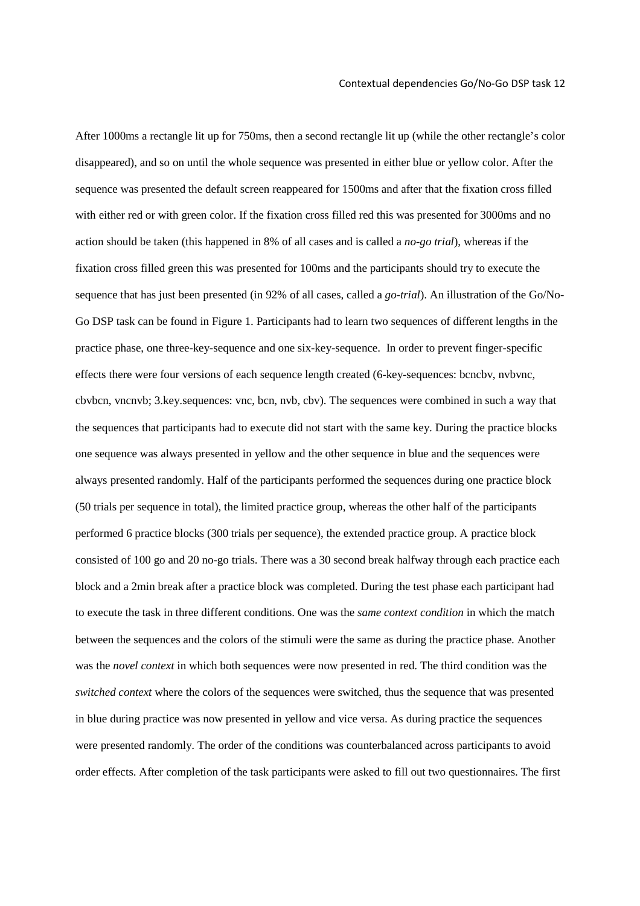After 1000ms a rectangle lit up for 750ms, then a second rectangle lit up (while the other rectangle's color disappeared), and so on until the whole sequence was presented in either blue or yellow color. After the sequence was presented the default screen reappeared for 1500ms and after that the fixation cross filled with either red or with green color. If the fixation cross filled red this was presented for 3000ms and no action should be taken (this happened in 8% of all cases and is called a *no-go trial*), whereas if the fixation cross filled green this was presented for 100ms and the participants should try to execute the sequence that has just been presented (in 92% of all cases, called a *go-trial*). An illustration of the Go/No-Go DSP task can be found in Figure 1. Participants had to learn two sequences of different lengths in the practice phase, one three-key-sequence and one six-key-sequence. In order to prevent finger-specific effects there were four versions of each sequence length created (6-key-sequences: bcncbv, nvbvnc, cbvbcn, vncnvb; 3.key.sequences: vnc, bcn, nvb, cbv). The sequences were combined in such a way that the sequences that participants had to execute did not start with the same key. During the practice blocks one sequence was always presented in yellow and the other sequence in blue and the sequences were always presented randomly. Half of the participants performed the sequences during one practice block (50 trials per sequence in total), the limited practice group, whereas the other half of the participants performed 6 practice blocks (300 trials per sequence), the extended practice group. A practice block consisted of 100 go and 20 no-go trials. There was a 30 second break halfway through each practice each block and a 2min break after a practice block was completed. During the test phase each participant had to execute the task in three different conditions. One was the *same context condition* in which the match between the sequences and the colors of the stimuli were the same as during the practice phase. Another was the *novel context* in which both sequences were now presented in red. The third condition was the *switched context* where the colors of the sequences were switched, thus the sequence that was presented in blue during practice was now presented in yellow and vice versa. As during practice the sequences were presented randomly. The order of the conditions was counterbalanced across participants to avoid order effects. After completion of the task participants were asked to fill out two questionnaires. The first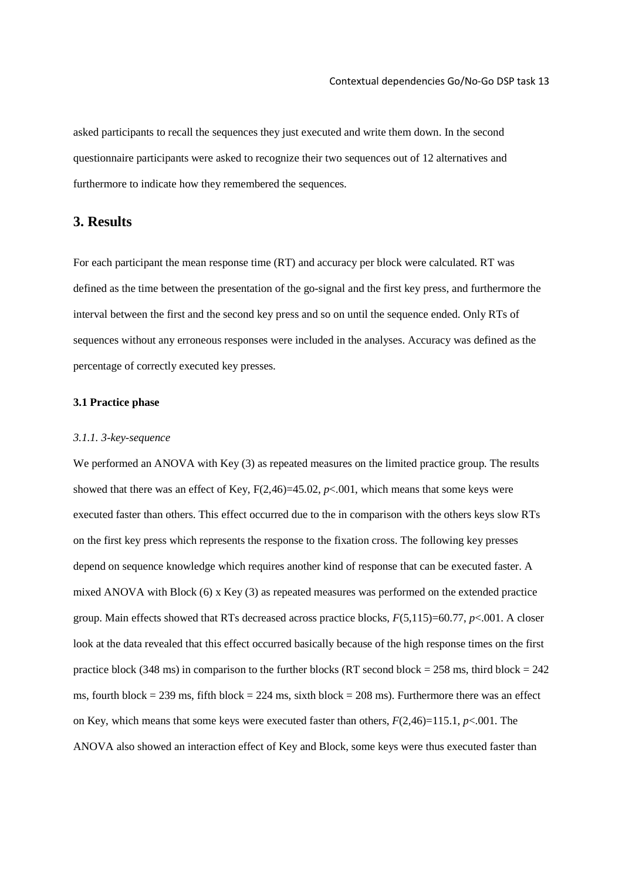asked participants to recall the sequences they just executed and write them down. In the second questionnaire participants were asked to recognize their two sequences out of 12 alternatives and furthermore to indicate how they remembered the sequences.

# 3. Results

For each participant the mean response time (RT) and accuracy per block were calculated. RT was defined as the time between the presentation of the go-signal and the first key press, and furthermore the interval between the first and the second key press and so on until the sequence ended. Only RTs of sequences without any erroneous responses were included in the analyses. Accuracy was defined as the percentage of correctly executed key presses.

## 3.1 Practice phase

### *3.1.1. 3-key-sequence*

We performed an ANOVA with Key (3) as repeated measures on the limited practice group. The results showed that there was an effect of Key, $F(2,46)=45.02$, $p<.001$, which means that some keys were executed faster than others. This effect occurred due to the in comparison with the others keys slow RTs on the first key press which represents the response to the fixation cross. The following key presses depend on sequence knowledge which requires another kind of response that can be executed faster. A mixed ANOVA with Block (6) x Key (3) as repeated measures was performed on the extended practice group. Main effects showed that RTs decreased across practice blocks, $F(5,115)=60.77$, $p<.001$. A closer look at the data revealed that this effect occurred basically because of the high response times on the first practice block (348 ms) in comparison to the further blocks (RT second block = 258 ms, third block = 242 ms, fourth block = 239 ms, fifth block = 224 ms, sixth block = 208 ms). Furthermore there was an effect on Key, which means that some keys were executed faster than others, $F(2,46)=115.1$, $p<.001$. The ANOVA also showed an interaction effect of Key and Block, some keys were thus executed faster than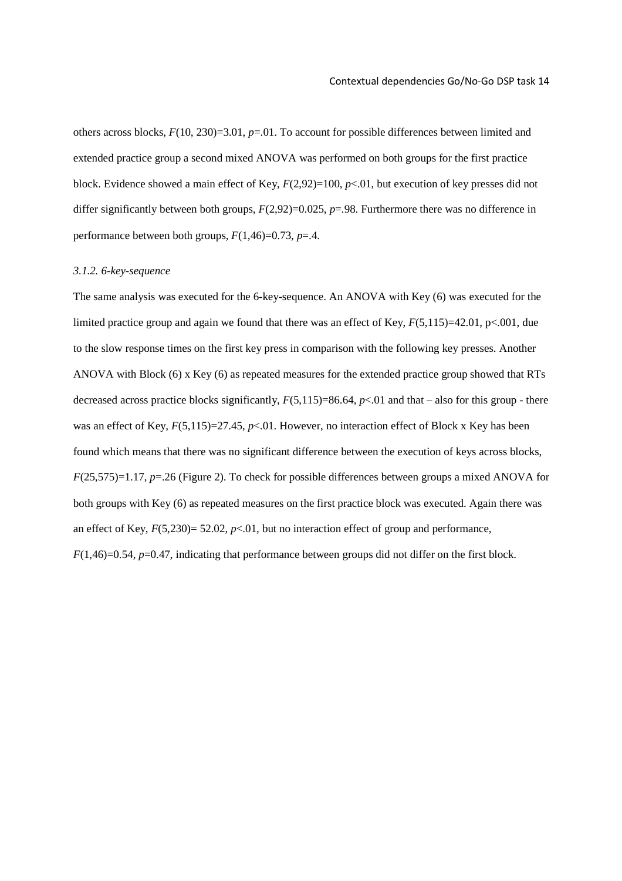others across blocks, $F(10, 230)=3.01$, $p=.01$. To account for possible differences between limited and extended practice group a second mixed ANOVA was performed on both groups for the first practice block. Evidence showed a main effect of Key, $F(2,92)=100$, $p<.01$, but execution of key presses did not differ significantly between both groups, $F(2,92)=0.025$, $p=.98$. Furthermore there was no difference in performance between both groups, $F(1,46)=0.73$, $p=.4$.

### *3.1.2. 6-key-sequence*

The same analysis was executed for the 6-key-sequence. An ANOVA with Key (6) was executed for the limited practice group and again we found that there was an effect of Key, $F(5,115)=42.01$, $p<.001$, due to the slow response times on the first key press in comparison with the following key presses. Another ANOVA with Block (6) x Key (6) as repeated measures for the extended practice group showed that RTs decreased across practice blocks significantly, $F(5,115)=86.64$, $p<.01$ and that – also for this group - there was an effect of Key, $F(5,115)=27.45$, $p<.01$. However, no interaction effect of Block x Key has been found which means that there was no significant difference between the execution of keys across blocks, $F(25,575)=1.17$, $p=.26$ (Figure 2). To check for possible differences between groups a mixed ANOVA for both groups with Key (6) as repeated measures on the first practice block was executed. Again there was an effect of Key, $F(5,230)= 52.02$, $p<.01$, but no interaction effect of group and performance, $F(1,46)=0.54$, $p=0.47$, indicating that performance between groups did not differ on the first block.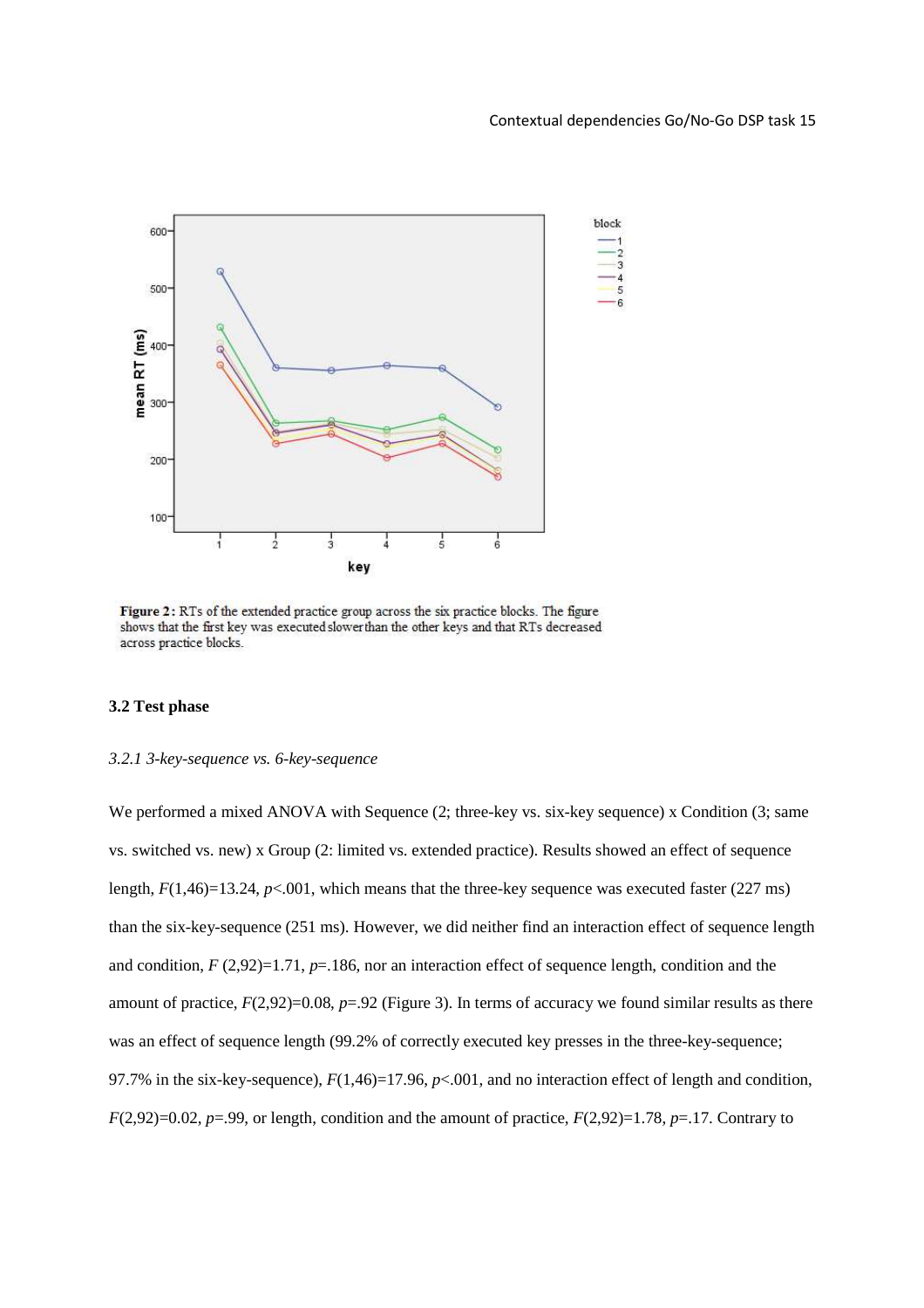Figure 2: RTs of the extended practice group across the six practice blocks. The figure shows that the first key was executed slower than the other keys and that RTs decreased across practice blocks.

### 3.2 Test phase

#### *3.2.1 3-key-sequence vs. 6-key-sequence*

We performed a mixed ANOVA with Sequence (2; three-key vs. six-key sequence) x Condition (3; same vs. switched vs. new) x Group (2: limited vs. extended practice). Results showed an effect of sequence length, $F(1,46)=13.24$, $p<.001$, which means that the three-key sequence was executed faster (227 ms) than the six-key-sequence (251 ms). However, we did neither find an interaction effect of sequence length and condition, $F(2,92)=1.71$, $p=.186$, nor an interaction effect of sequence length, condition and the amount of practice, $F(2,92)=0.08$, $p=.92$ (Figure 3). In terms of accuracy we found similar results as there was an effect of sequence length (99.2% of correctly executed key presses in the three-key-sequence; 97.7% in the six-key-sequence), $F(1,46)=17.96$, $p<.001$, and no interaction effect of length and condition, $F(2,92)=0.02$, $p=.99$, or length, condition and the amount of practice, $F(2,92)=1.78$, $p=.17$. Contrary to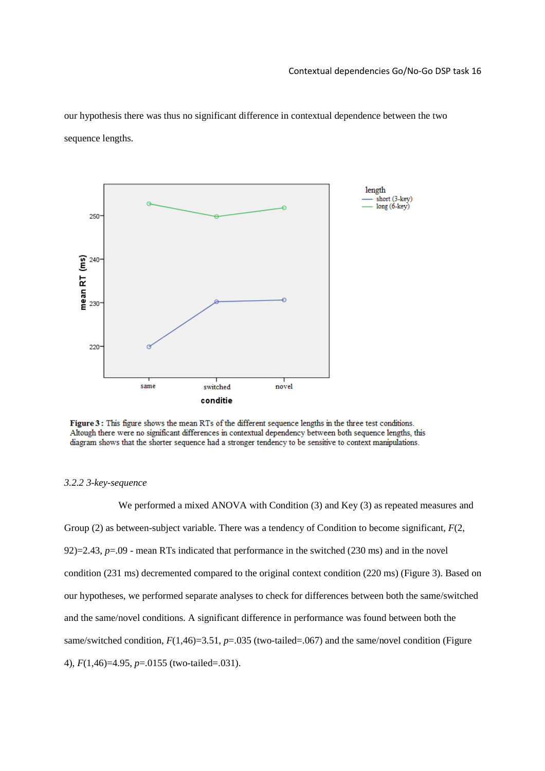our hypothesis there was thus no significant difference in contextual dependence between the two sequence lengths.

**Figure 3 :** This figure shows the mean RTs of the different sequence lengths in the three test conditions. Altough there were no significant differences in contextual dependency between both sequence lengths, this diagram shows that the shorter sequence had a stronger tendency to be sensitive to context manipulations.

*3.2.2 3-key-sequence*

We performed a mixed ANOVA with Condition (3) and Key (3) as repeated measures and Group (2) as between-subject variable. There was a tendency of Condition to become significant, $F(2, 92)=2.43$, $p=.09$ - mean RTs indicated that performance in the switched (230 ms) and in the novel condition (231 ms) decremented compared to the original context condition (220 ms) (Figure 3). Based on our hypotheses, we performed separate analyses to check for differences between both the same/switched and the same/novel conditions. A significant difference in performance was found between both the same/switched condition, $F(1,46)=3.51$, $p=.035$ (two-tailed=.067) and the same/novel condition (Figure 4), $F(1,46)=4.95$, $p=.0155$ (two-tailed=.031).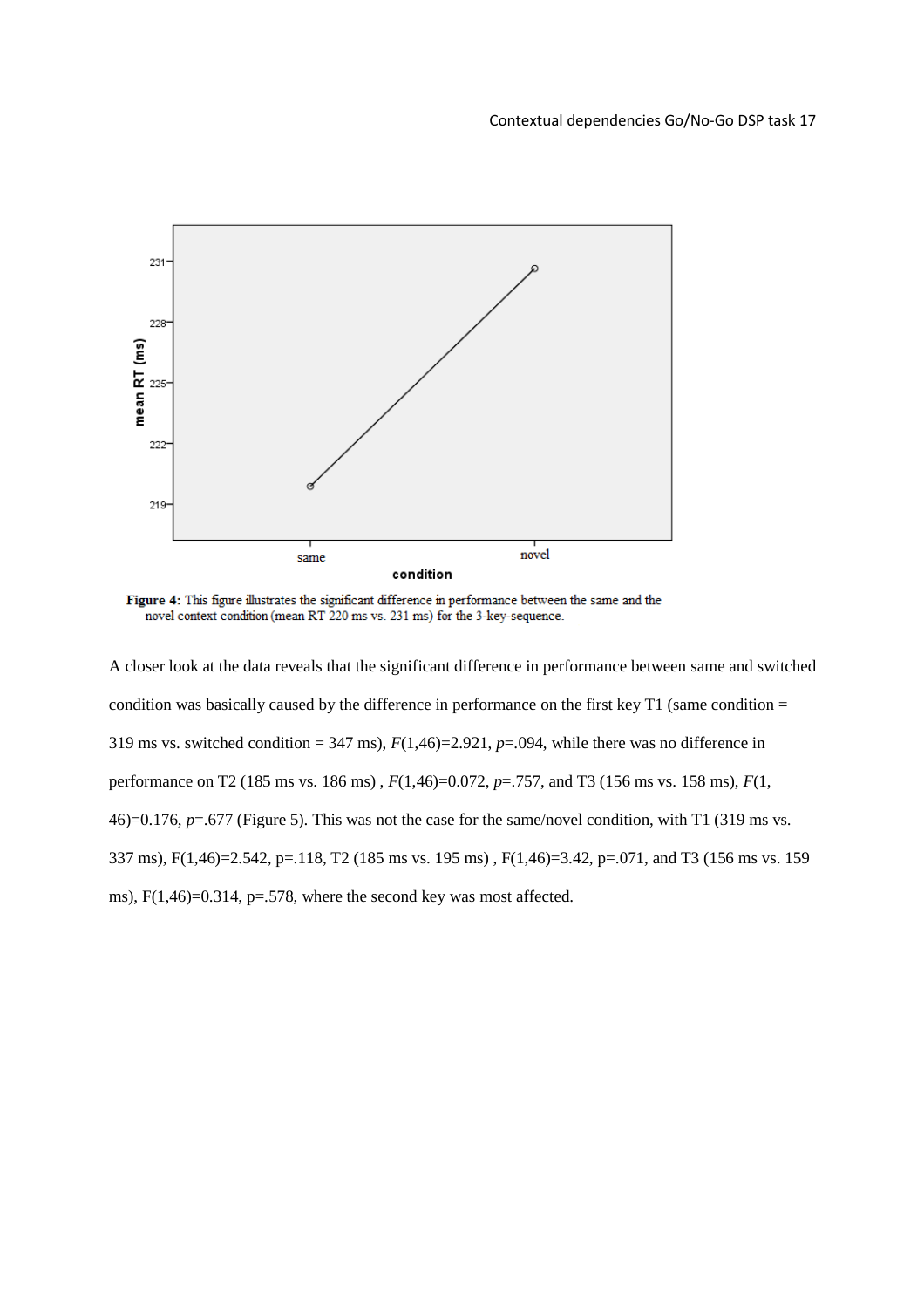**Figure 4:** This figure illustrates the significant difference in performance between the same and the novel context condition (mean RT 220 ms vs. 231 ms) for the 3-key-sequence.

A closer look at the data reveals that the significant difference in performance between same and switched condition was basically caused by the difference in performance on the first key T1 (same condition = 319 ms vs. switched condition = 347 ms), $F(1,46)=2.921$, $p=.094$, while there was no difference in performance on T2 (185 ms vs. 186 ms) , $F(1,46)=0.072$, $p=.757$, and T3 (156 ms vs. 158 ms), $F(1, 46)=0.176$, $p=.677$ (Figure 5). This was not the case for the same/novel condition, with T1 (319 ms vs. 337 ms), $F(1,46)=2.542$, $p=.118$, T2 (185 ms vs. 195 ms) , $F(1,46)=3.42$, $p=.071$, and T3 (156 ms vs. 159 ms), $F(1,46)=0.314$, $p=.578$, where the second key was most affected.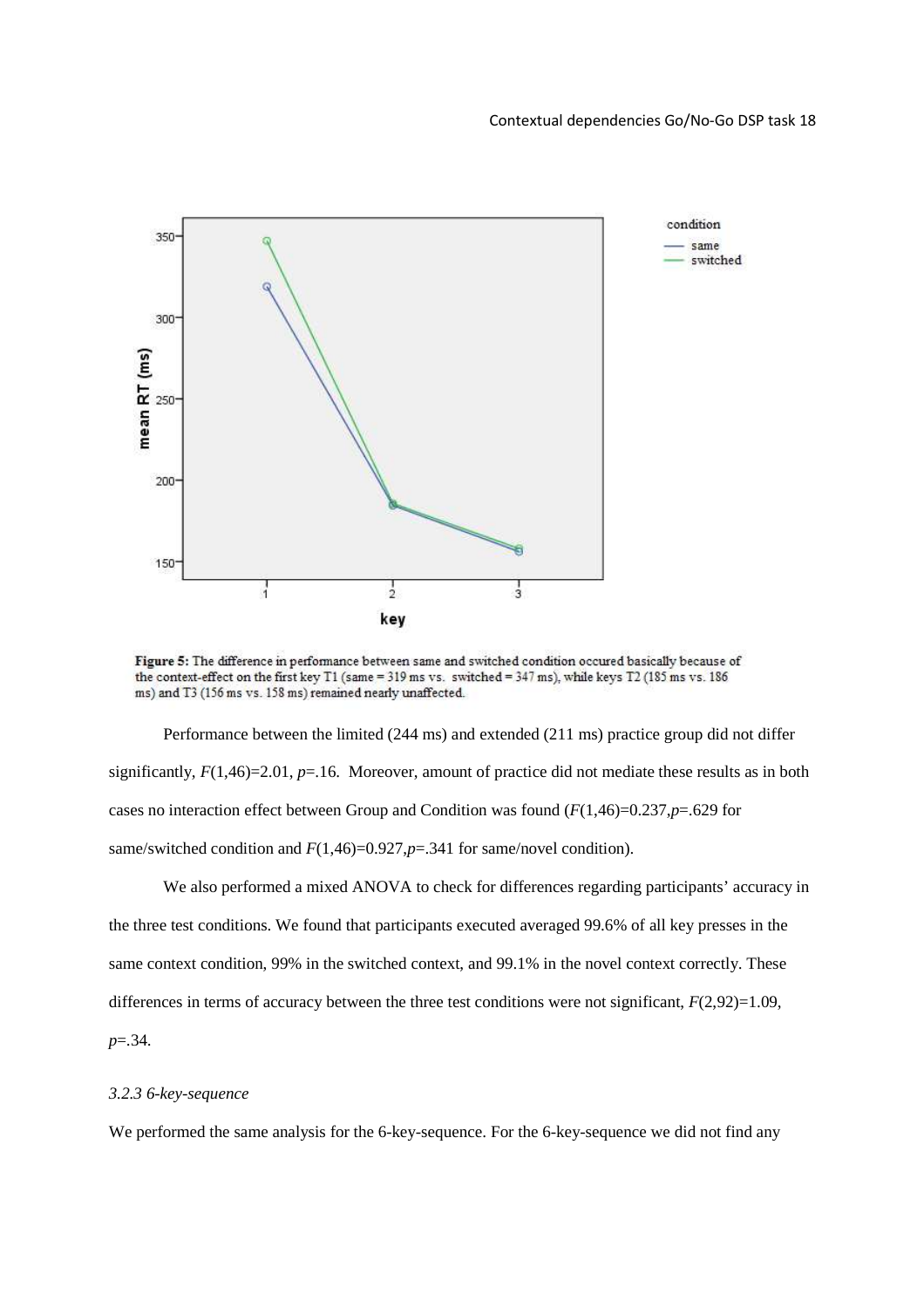**Figure 5:** The difference in performance between same and switched condition occured basically because of the context-effect on the first key T1 (same = 319 ms vs. switched = 347 ms), while keys T2 (185 ms vs. 186 ms) and T3 (156 ms vs. 158 ms) remained nearly unaffected.

Performance between the limited (244 ms) and extended (211 ms) practice group did not differ significantly, $F(1,46)=2.01$, $p=.16$. Moreover, amount of practice did not mediate these results as in both cases no interaction effect between Group and Condition was found ($F(1,46)=0.237, p=.629$ for same/switched condition and $F(1,46)=0.927, p=.341$ for same/novel condition).

We also performed a mixed ANOVA to check for differences regarding participants' accuracy in the three test conditions. We found that participants executed averaged 99.6% of all key presses in the same context condition, 99% in the switched context, and 99.1% in the novel context correctly. These differences in terms of accuracy between the three test conditions were not significant, $F(2,92)=1.09$, $p=.34$.

### *3.2.3 6-key-sequence*

We performed the same analysis for the 6-key-sequence. For the 6-key-sequence we did not find any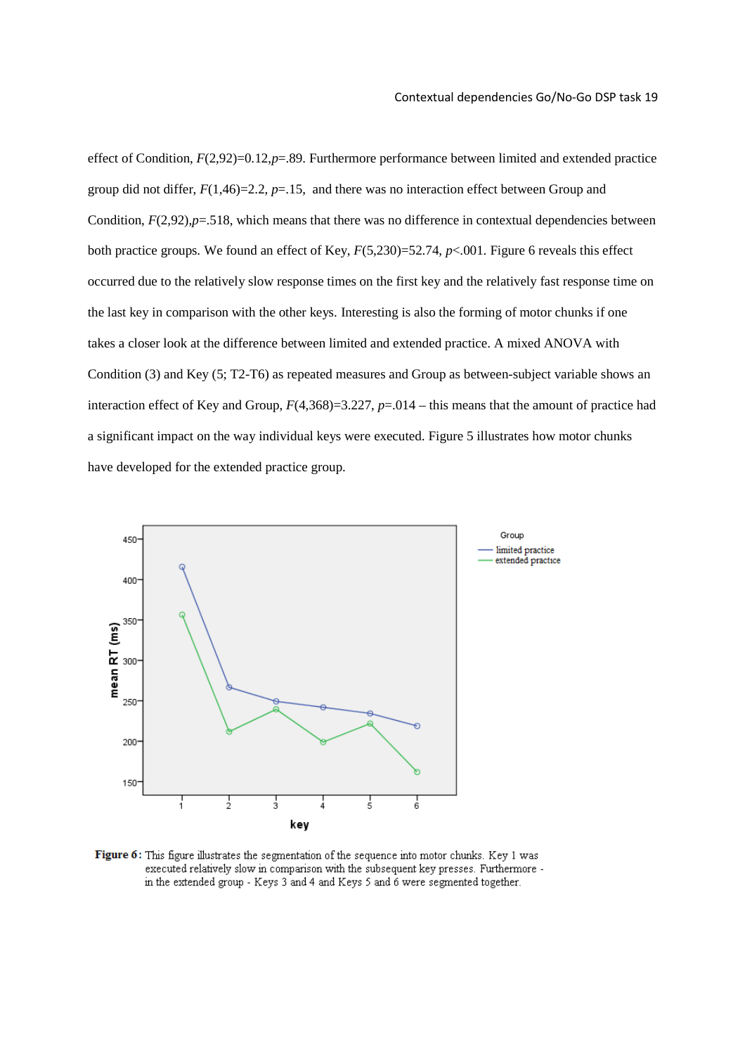effect of Condition, $F(2,92)=0.12$, $p=.89$. Furthermore performance between limited and extended practice group did not differ, $F(1,46)=2.2$, $p=.15$, and there was no interaction effect between Group and Condition, $F(2,92)$, $p=.518$, which means that there was no difference in contextual dependencies between both practice groups. We found an effect of Key, $F(5,230)=52.74$, $p<.001$. Figure 6 reveals this effect occurred due to the relatively slow response times on the first key and the relatively fast response time on the last key in comparison with the other keys. Interesting is also the forming of motor chunks if one takes a closer look at the difference between limited and extended practice. A mixed ANOVA with Condition (3) and Key (5; T2-T6) as repeated measures and Group as between-subject variable shows an interaction effect of Key and Group, $F(4,368)=3.227$, $p=.014$ – this means that the amount of practice had a significant impact on the way individual keys were executed. Figure 5 illustrates how motor chunks have developed for the extended practice group.

**Figure 6:** This figure illustrates the segmentation of the sequence into motor chunks. Key 1 was executed relatively slow in comparison with the subsequent key presses. Furthermore - in the extended group - Keys 3 and 4 and Keys 5 and 6 were segmented together.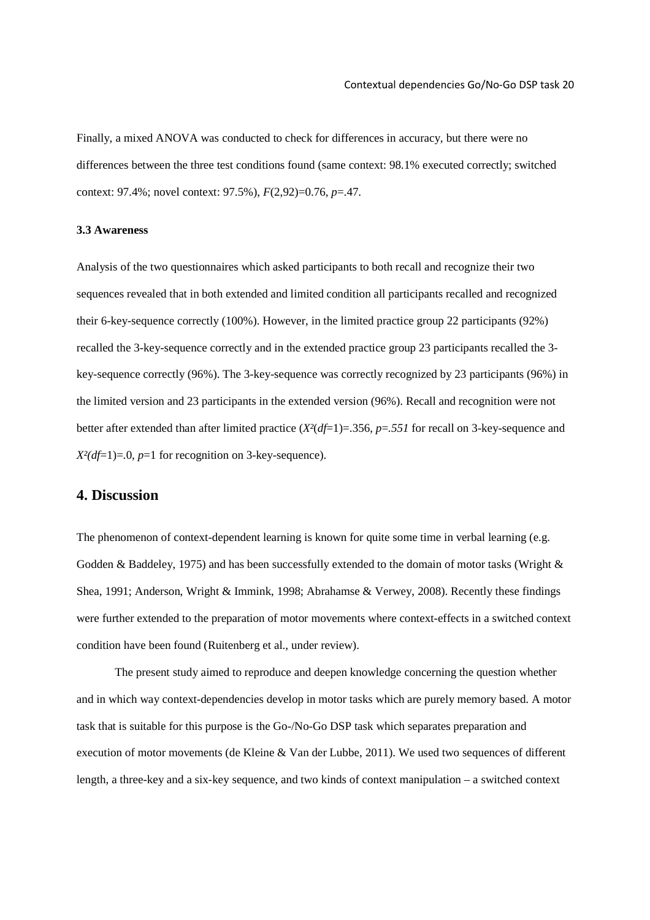Finally, a mixed ANOVA was conducted to check for differences in accuracy, but there were no differences between the three test conditions found (same context: 98.1% executed correctly; switched context: 97.4%; novel context: 97.5%), $F(2,92)=0.76$, $p=.47$.

### 3.3 Awareness

Analysis of the two questionnaires which asked participants to both recall and recognize their two sequences revealed that in both extended and limited condition all participants recalled and recognized their 6-key-sequence correctly (100%). However, in the limited practice group 22 participants (92%) recalled the 3-key-sequence correctly and in the extended practice group 23 participants recalled the 3-key-sequence correctly (96%). The 3-key-sequence was correctly recognized by 23 participants (96%) in the limited version and 23 participants in the extended version (96%). Recall and recognition were not better after extended than after limited practice ($X^2(df=1)=.356$, $p=.551$ for recall on 3-key-sequence and $X^2(df=1)=.0$, $p=1$ for recognition on 3-key-sequence).

## 4. Discussion

The phenomenon of context-dependent learning is known for quite some time in verbal learning (e.g. Godden & Baddeley, 1975) and has been successfully extended to the domain of motor tasks (Wright & Shea, 1991; Anderson, Wright & Immink, 1998; Abrahamse & Verwey, 2008). Recently these findings were further extended to the preparation of motor movements where context-effects in a switched context condition have been found (Ruitenberg et al., under review).

The present study aimed to reproduce and deepen knowledge concerning the question whether and in which way context-dependencies develop in motor tasks which are purely memory based. A motor task that is suitable for this purpose is the Go-/No-Go DSP task which separates preparation and execution of motor movements (de Kleine & Van der Lubbe, 2011). We used two sequences of different length, a three-key and a six-key sequence, and two kinds of context manipulation – a switched context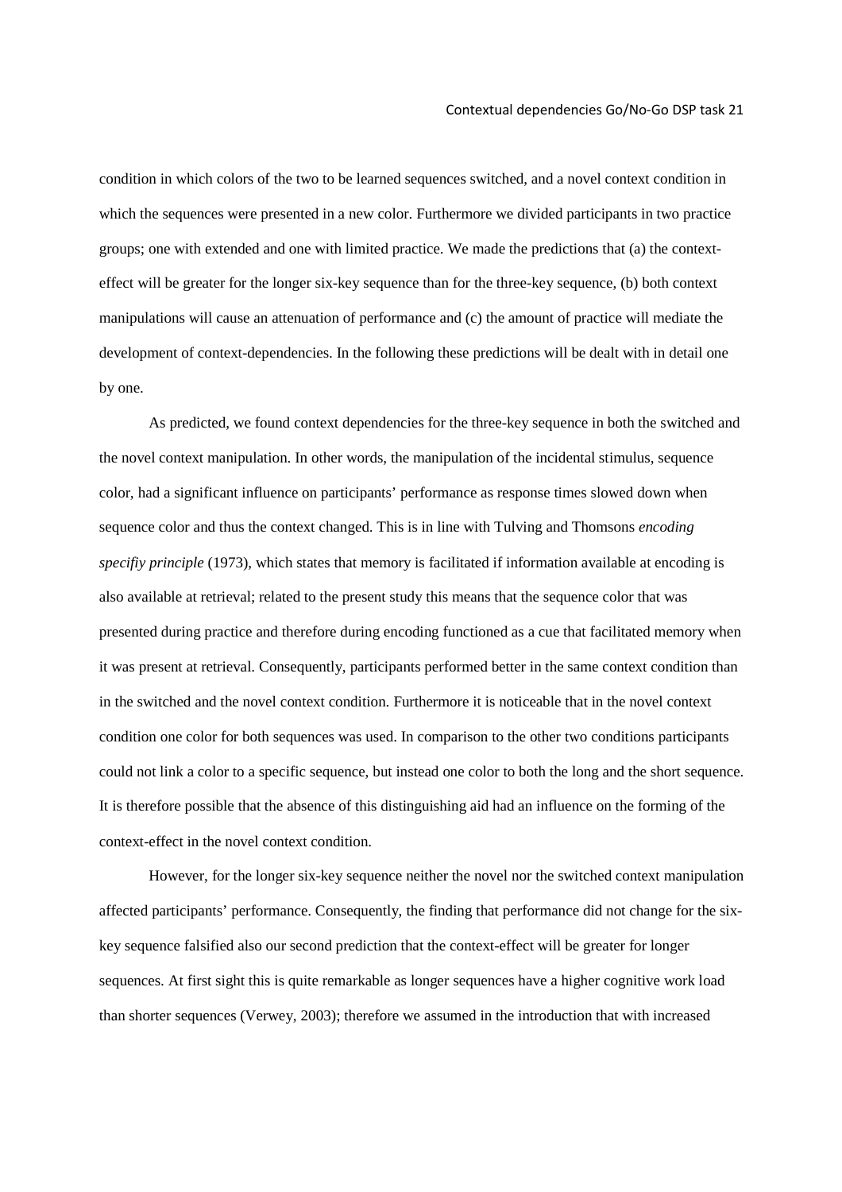condition in which colors of the two to be learned sequences switched, and a novel context condition in which the sequences were presented in a new color. Furthermore we divided participants in two practice groups; one with extended and one with limited practice. We made the predictions that (a) the context-effect will be greater for the longer six-key sequence than for the three-key sequence, (b) both context manipulations will cause an attenuation of performance and (c) the amount of practice will mediate the development of context-dependencies. In the following these predictions will be dealt with in detail one by one.

As predicted, we found context dependencies for the three-key sequence in both the switched and the novel context manipulation. In other words, the manipulation of the incidental stimulus, sequence color, had a significant influence on participants' performance as response times slowed down when sequence color and thus the context changed. This is in line with Tulving and Thomsons *encoding specifiy principle* (1973), which states that memory is facilitated if information available at encoding is also available at retrieval; related to the present study this means that the sequence color that was presented during practice and therefore during encoding functioned as a cue that facilitated memory when it was present at retrieval. Consequently, participants performed better in the same context condition than in the switched and the novel context condition. Furthermore it is noticeable that in the novel context condition one color for both sequences was used. In comparison to the other two conditions participants could not link a color to a specific sequence, but instead one color to both the long and the short sequence. It is therefore possible that the absence of this distinguishing aid had an influence on the forming of the context-effect in the novel context condition.

However, for the longer six-key sequence neither the novel nor the switched context manipulation affected participants' performance. Consequently, the finding that performance did not change for the six-key sequence falsified also our second prediction that the context-effect will be greater for longer sequences. At first sight this is quite remarkable as longer sequences have a higher cognitive work load than shorter sequences (Verwey, 2003); therefore we assumed in the introduction that with increased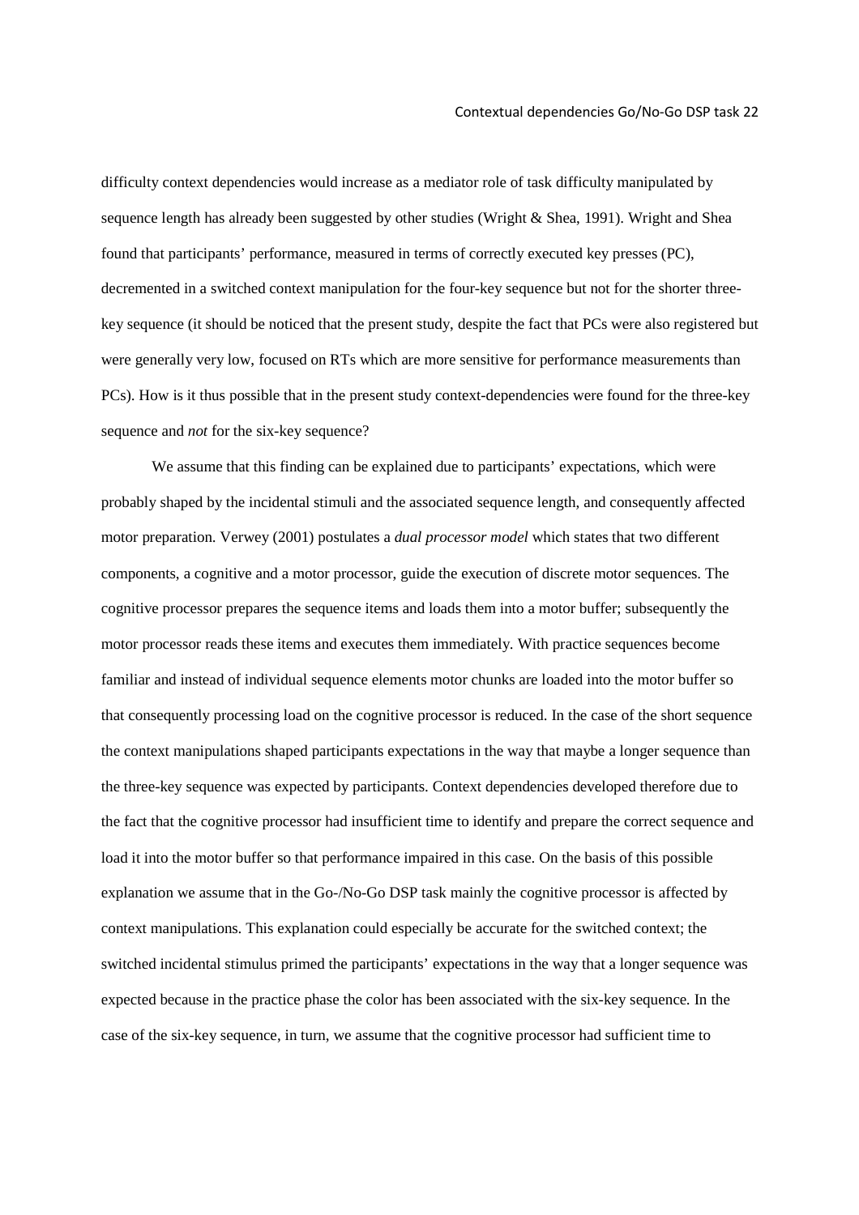difficulty context dependencies would increase as a mediator role of task difficulty manipulated by sequence length has already been suggested by other studies (Wright & Shea, 1991). Wright and Shea found that participants' performance, measured in terms of correctly executed key presses (PC), decremented in a switched context manipulation for the four-key sequence but not for the shorter three-key sequence (it should be noticed that the present study, despite the fact that PCs were also registered but were generally very low, focused on RTs which are more sensitive for performance measurements than PCs). How is it thus possible that in the present study context-dependencies were found for the three-key sequence and *not* for the six-key sequence?

We assume that this finding can be explained due to participants' expectations, which were probably shaped by the incidental stimuli and the associated sequence length, and consequently affected motor preparation. Verwey (2001) postulates a *dual processor model* which states that two different components, a cognitive and a motor processor, guide the execution of discrete motor sequences. The cognitive processor prepares the sequence items and loads them into a motor buffer; subsequently the motor processor reads these items and executes them immediately. With practice sequences become familiar and instead of individual sequence elements motor chunks are loaded into the motor buffer so that consequently processing load on the cognitive processor is reduced. In the case of the short sequence the context manipulations shaped participants expectations in the way that maybe a longer sequence than the three-key sequence was expected by participants. Context dependencies developed therefore due to the fact that the cognitive processor had insufficient time to identify and prepare the correct sequence and load it into the motor buffer so that performance impaired in this case. On the basis of this possible explanation we assume that in the Go-/No-Go DSP task mainly the cognitive processor is affected by context manipulations. This explanation could especially be accurate for the switched context; the switched incidental stimulus primed the participants' expectations in the way that a longer sequence was expected because in the practice phase the color has been associated with the six-key sequence. In the case of the six-key sequence, in turn, we assume that the cognitive processor had sufficient time to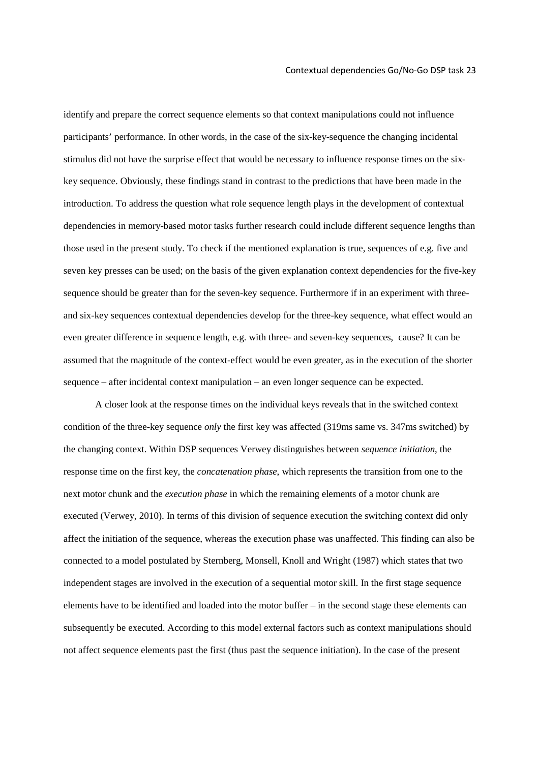identify and prepare the correct sequence elements so that context manipulations could not influence participants' performance. In other words, in the case of the six-key-sequence the changing incidental stimulus did not have the surprise effect that would be necessary to influence response times on the six-key sequence. Obviously, these findings stand in contrast to the predictions that have been made in the introduction. To address the question what role sequence length plays in the development of contextual dependencies in memory-based motor tasks further research could include different sequence lengths than those used in the present study. To check if the mentioned explanation is true, sequences of e.g. five and seven key presses can be used; on the basis of the given explanation context dependencies for the five-key sequence should be greater than for the seven-key sequence. Furthermore if in an experiment with three- and six-key sequences contextual dependencies develop for the three-key sequence, what effect would an even greater difference in sequence length, e.g. with three- and seven-key sequences, cause? It can be assumed that the magnitude of the context-effect would be even greater, as in the execution of the shorter sequence – after incidental context manipulation – an even longer sequence can be expected.

A closer look at the response times on the individual keys reveals that in the switched context condition of the three-key sequence *only* the first key was affected (319ms same vs. 347ms switched) by the changing context. Within DSP sequences Verwey distinguishes between *sequence initiation*, the response time on the first key, the *concatenation phase*, which represents the transition from one to the next motor chunk and the *execution phase* in which the remaining elements of a motor chunk are executed (Verwey, 2010). In terms of this division of sequence execution the switching context did only affect the initiation of the sequence, whereas the execution phase was unaffected. This finding can also be connected to a model postulated by Sternberg, Monsell, Knoll and Wright (1987) which states that two independent stages are involved in the execution of a sequential motor skill. In the first stage sequence elements have to be identified and loaded into the motor buffer – in the second stage these elements can subsequently be executed. According to this model external factors such as context manipulations should not affect sequence elements past the first (thus past the sequence initiation). In the case of the present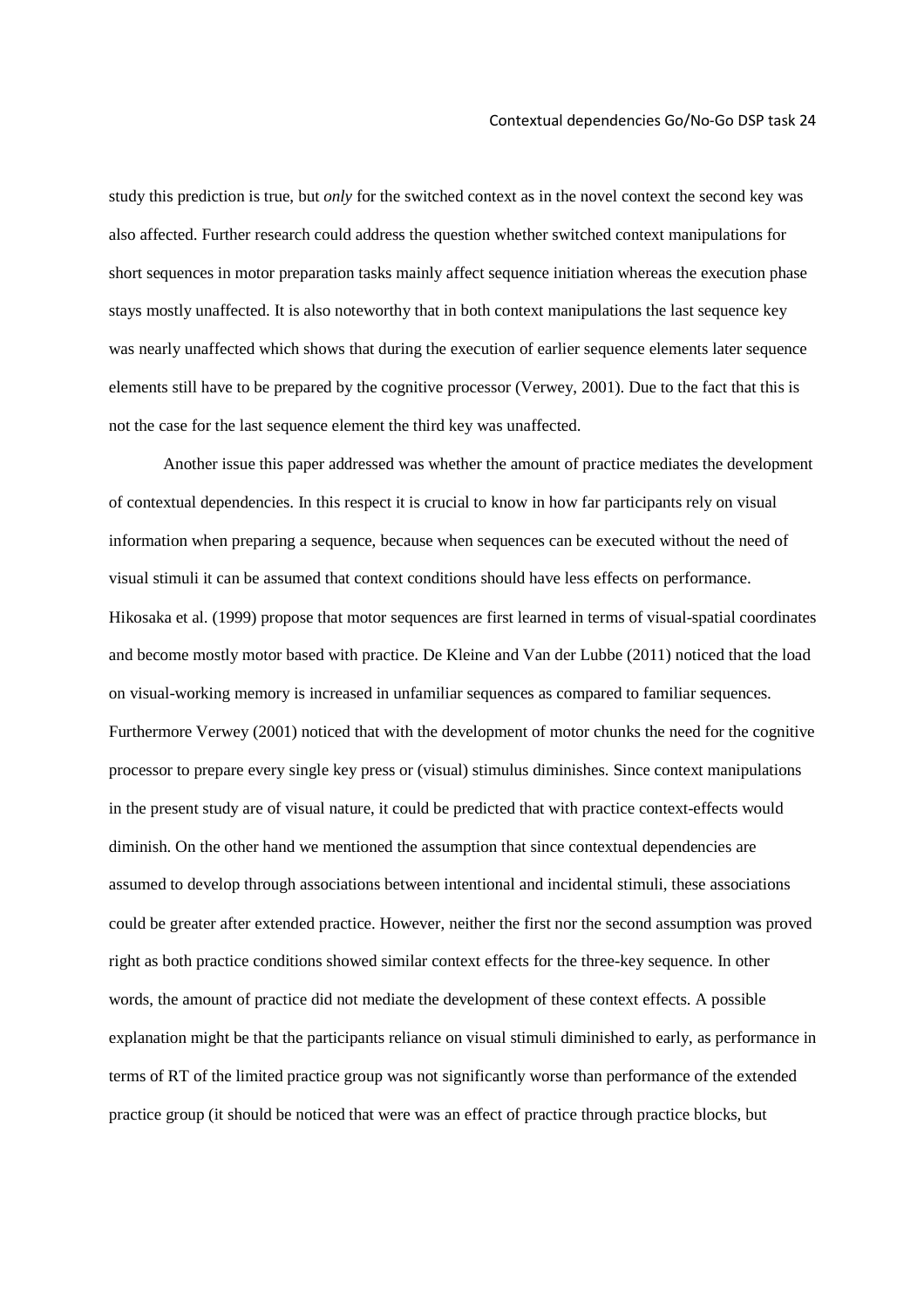study this prediction is true, but *only* for the switched context as in the novel context the second key was also affected. Further research could address the question whether switched context manipulations for short sequences in motor preparation tasks mainly affect sequence initiation whereas the execution phase stays mostly unaffected. It is also noteworthy that in both context manipulations the last sequence key was nearly unaffected which shows that during the execution of earlier sequence elements later sequence elements still have to be prepared by the cognitive processor (Verwey, 2001). Due to the fact that this is not the case for the last sequence element the third key was unaffected.

Another issue this paper addressed was whether the amount of practice mediates the development of contextual dependencies. In this respect it is crucial to know in how far participants rely on visual information when preparing a sequence, because when sequences can be executed without the need of visual stimuli it can be assumed that context conditions should have less effects on performance. Hikosaka et al. (1999) propose that motor sequences are first learned in terms of visual-spatial coordinates and become mostly motor based with practice. De Kleine and Van der Lubbe (2011) noticed that the load on visual-working memory is increased in unfamiliar sequences as compared to familiar sequences. Furthermore Verwey (2001) noticed that with the development of motor chunks the need for the cognitive processor to prepare every single key press or (visual) stimulus diminishes. Since context manipulations in the present study are of visual nature, it could be predicted that with practice context-effects would diminish. On the other hand we mentioned the assumption that since contextual dependencies are assumed to develop through associations between intentional and incidental stimuli, these associations could be greater after extended practice. However, neither the first nor the second assumption was proved right as both practice conditions showed similar context effects for the three-key sequence. In other words, the amount of practice did not mediate the development of these context effects. A possible explanation might be that the participants reliance on visual stimuli diminished to early, as performance in terms of RT of the limited practice group was not significantly worse than performance of the extended practice group (it should be noticed that were was an effect of practice through practice blocks, but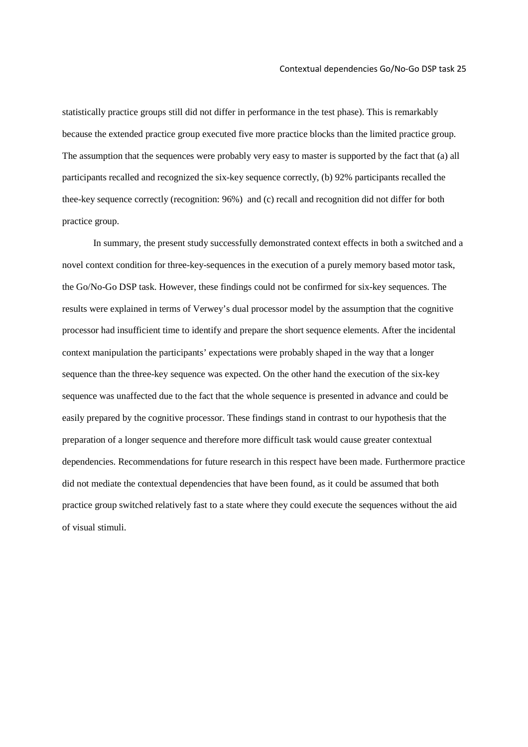statistically practice groups still did not differ in performance in the test phase). This is remarkably because the extended practice group executed five more practice blocks than the limited practice group. The assumption that the sequences were probably very easy to master is supported by the fact that (a) all participants recalled and recognized the six-key sequence correctly, (b) 92% participants recalled the thee-key sequence correctly (recognition: 96%) and (c) recall and recognition did not differ for both practice group.

In summary, the present study successfully demonstrated context effects in both a switched and a novel context condition for three-key-sequences in the execution of a purely memory based motor task, the Go/No-Go DSP task. However, these findings could not be confirmed for six-key sequences. The results were explained in terms of Verwey's dual processor model by the assumption that the cognitive processor had insufficient time to identify and prepare the short sequence elements. After the incidental context manipulation the participants' expectations were probably shaped in the way that a longer sequence than the three-key sequence was expected. On the other hand the execution of the six-key sequence was unaffected due to the fact that the whole sequence is presented in advance and could be easily prepared by the cognitive processor. These findings stand in contrast to our hypothesis that the preparation of a longer sequence and therefore more difficult task would cause greater contextual dependencies. Recommendations for future research in this respect have been made. Furthermore practice did not mediate the contextual dependencies that have been found, as it could be assumed that both practice group switched relatively fast to a state where they could execute the sequences without the aid of visual stimuli.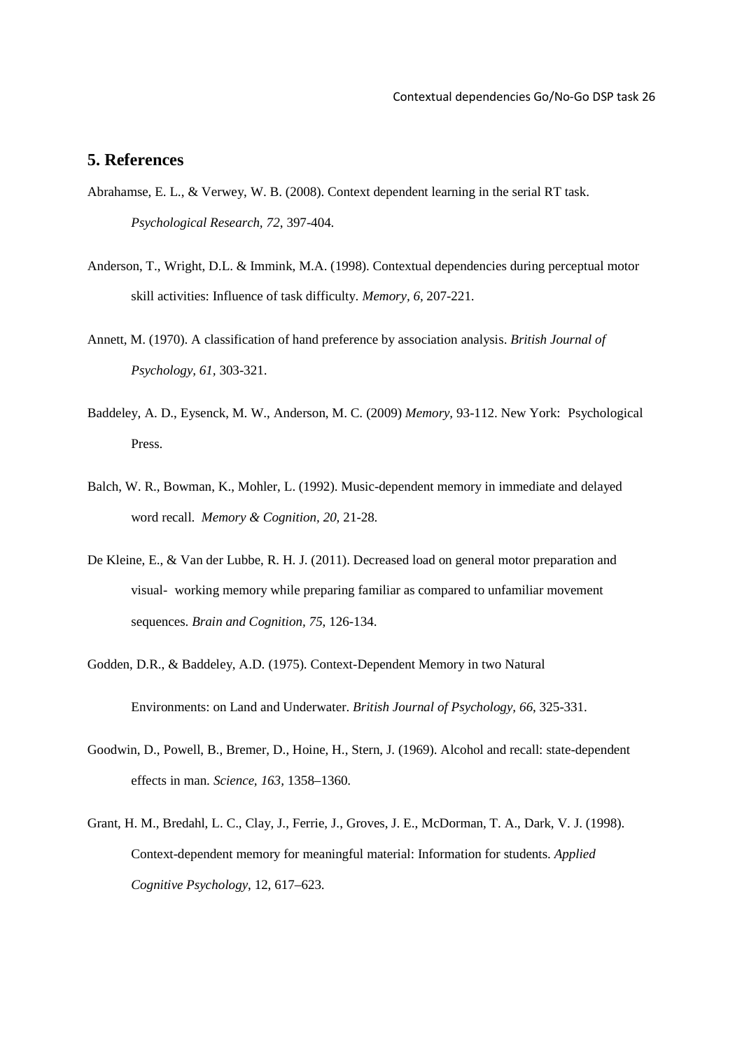## 5. References

Abrahamse, E. L., & Verwey, W. B. (2008). Context dependent learning in the serial RT task. *Psychological Research, 72*, 397-404.

Anderson, T., Wright, D.L. & Immink, M.A. (1998). Contextual dependencies during perceptual motor skill activities: Influence of task difficulty. *Memory, 6*, 207-221.

Annett, M. (1970). A classification of hand preference by association analysis. *British Journal of Psychology, 61*, 303-321.

Baddeley, A. D., Eysenck, M. W., Anderson, M. C. (2009) *Memory*, 93-112. New York: Psychological Press.

Balch, W. R., Bowman, K., Mohler, L. (1992). Music-dependent memory in immediate and delayed word recall. *Memory & Cognition, 20,* 21-28.

De Kleine, E., & Van der Lubbe, R. H. J. (2011). Decreased load on general motor preparation and visual- working memory while preparing familiar as compared to unfamiliar movement sequences. *Brain and Cognition, 75*, 126-134.

Godden, D.R., & Baddeley, A.D. (1975). Context-Dependent Memory in two Natural Environments: on Land and Underwater. *British Journal of Psychology, 66*, 325-331.

Goodwin, D., Powell, B., Bremer, D., Hoine, H., Stern, J. (1969). Alcohol and recall: state-dependent effects in man. *Science, 163*, 1358–1360.

Grant, H. M., Bredahl, L. C., Clay, J., Ferrie, J., Groves, J. E., McDorman, T. A., Dark, V. J. (1998). Context-dependent memory for meaningful material: Information for students. *Applied Cognitive Psychology*, 12, 617–623.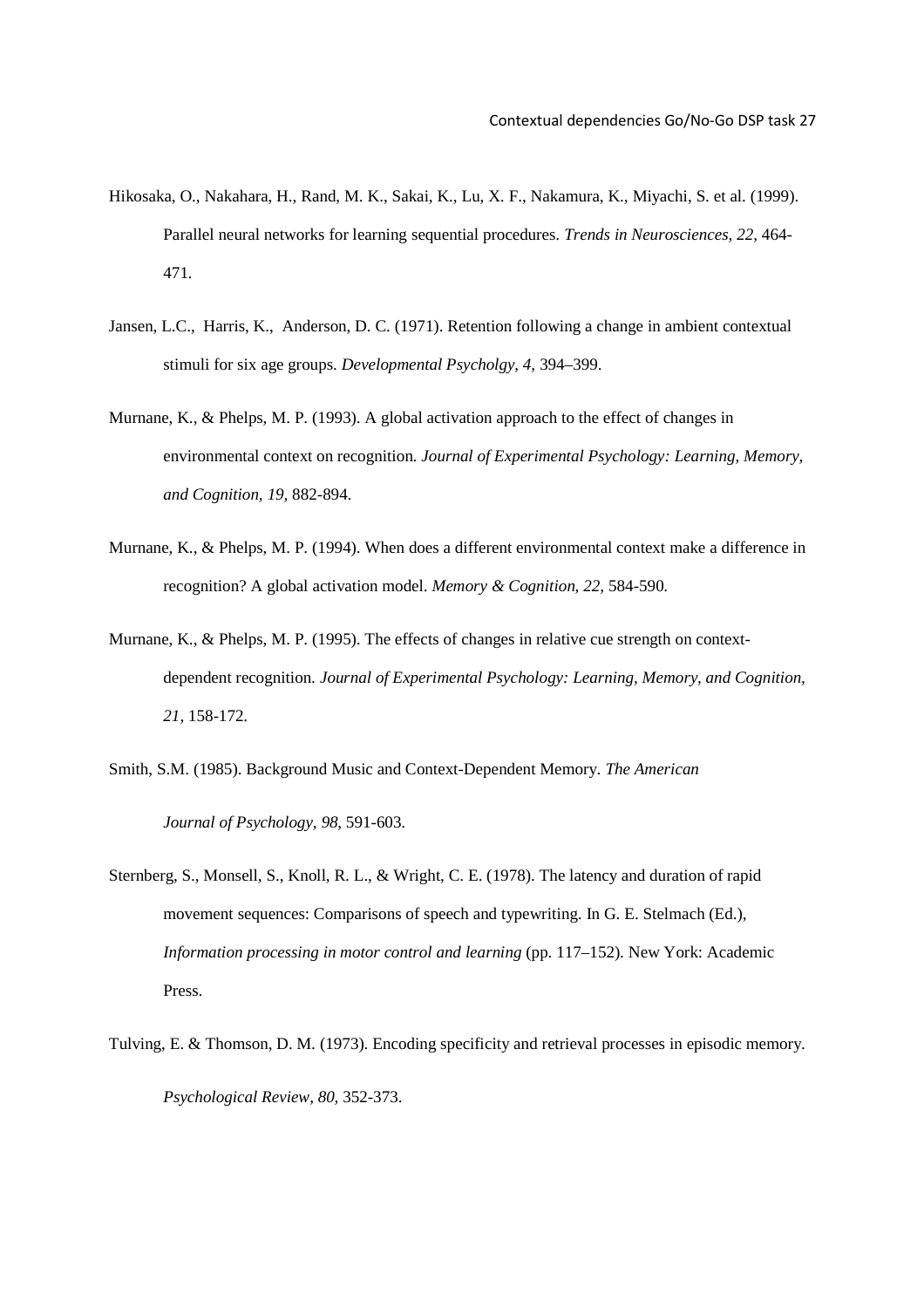Hikosaka, O., Nakahara, H., Rand, M. K., Sakai, K., Lu, X. F., Nakamura, K., Miyachi, S. et al. (1999). Parallel neural networks for learning sequential procedures. *Trends in Neurosciences, 22,* 464-471.

Jansen, L.C., Harris, K., Anderson, D. C. (1971). Retention following a change in ambient contextual stimuli for six age groups. *Developmental Psycholgy, 4,* 394–399.

Murnane, K., & Phelps, M. P. (1993). A global activation approach to the effect of changes in environmental context on recognition. *Journal of Experimental Psychology: Learning, Memory, and Cognition, 19,* 882-894.

Murnane, K., & Phelps, M. P. (1994). When does a different environmental context make a difference in recognition? A global activation model. *Memory & Cognition, 22,* 584-590.

Murnane, K., & Phelps, M. P. (1995). The effects of changes in relative cue strength on context-dependent recognition. *Journal of Experimental Psychology: Learning, Memory, and Cognition, 21,* 158-172.

Smith, S.M. (1985). Background Music and Context-Dependent Memory. *The American Journal of Psychology, 98,* 591-603.

Sternberg, S., Monsell, S., Knoll, R. L., & Wright, C. E. (1978). The latency and duration of rapid movement sequences: Comparisons of speech and typewriting. In G. E. Stelmach (Ed.), *Information processing in motor control and learning* (pp. 117–152). New York: Academic Press.

Tulving, E. & Thomson, D. M. (1973). Encoding specificity and retrieval processes in episodic memory. *Psychological Review, 80,* 352-373.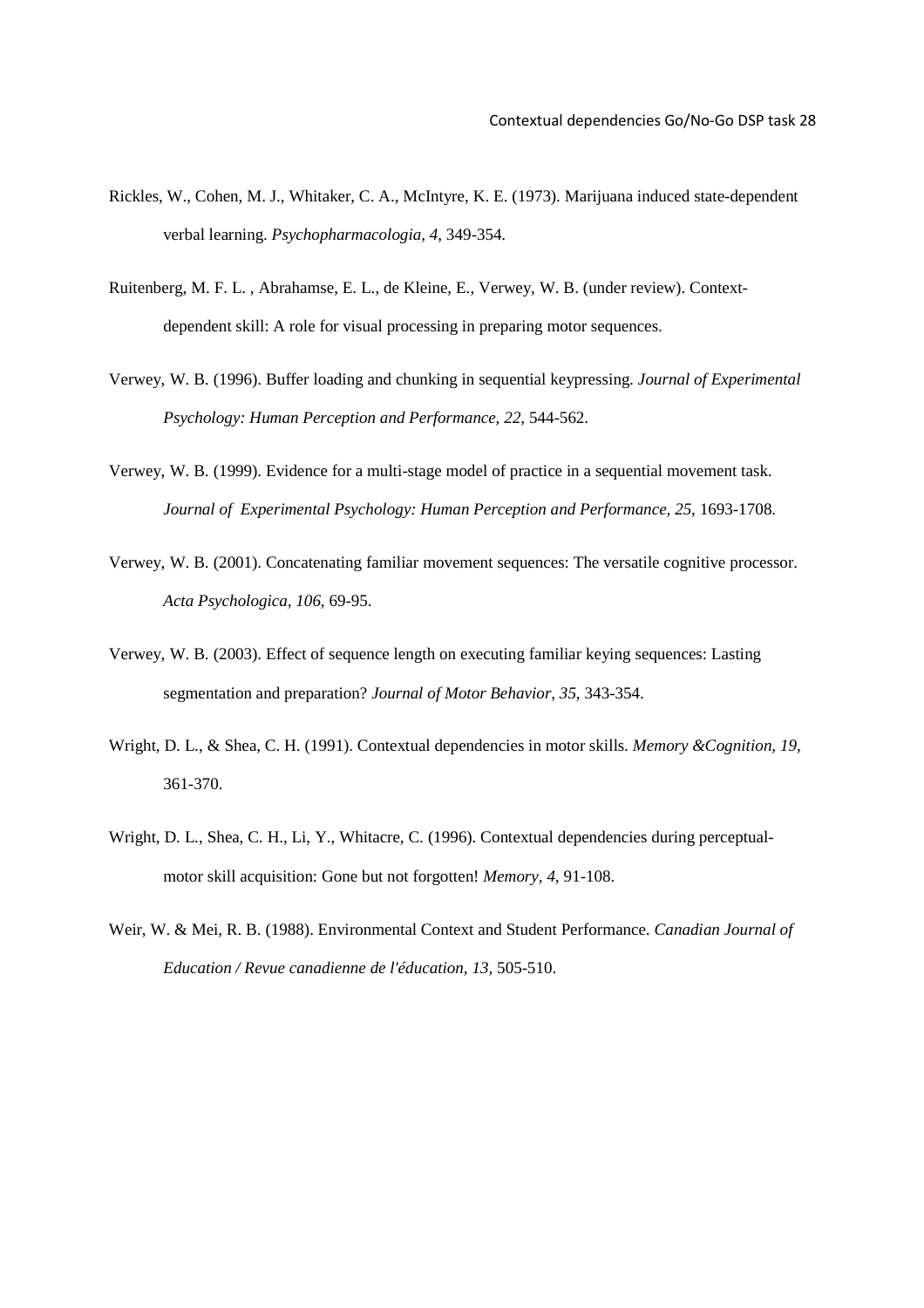Rickles, W., Cohen, M. J., Whitaker, C. A., McIntyre, K. E. (1973). Marijuana induced state-dependent verbal learning. *Psychopharmacologia, 4,* 349-354.

Ruitenberg, M. F. L. , Abrahamse, E. L., de Kleine, E., Verwey, W. B. (under review). Context-dependent skill: A role for visual processing in preparing motor sequences.

Verwey, W. B. (1996). Buffer loading and chunking in sequential keypressing. *Journal of Experimental Psychology: Human Perception and Performance, 22,* 544-562.

Verwey, W. B. (1999). Evidence for a multi-stage model of practice in a sequential movement task. *Journal of Experimental Psychology: Human Perception and Performance, 25*, 1693-1708.

Verwey, W. B. (2001). Concatenating familiar movement sequences: The versatile cognitive processor. *Acta Psychologica, 106,* 69-95.

Verwey, W. B. (2003). Effect of sequence length on executing familiar keying sequences: Lasting segmentation and preparation? *Journal of Motor Behavior, 35*, 343-354.

Wright, D. L., & Shea, C. H. (1991). Contextual dependencies in motor skills. *Memory &Cognition*, *19*, 361-370.

Wright, D. L., Shea, C. H., Li, Y., Whitacre, C. (1996). Contextual dependencies during perceptual-motor skill acquisition: Gone but not forgotten! *Memory, 4,* 91-108.

Weir, W. & Mei, R. B. (1988). Environmental Context and Student Performance. *Canadian Journal of Education / Revue canadienne de l'éducation, 13,* 505-510.